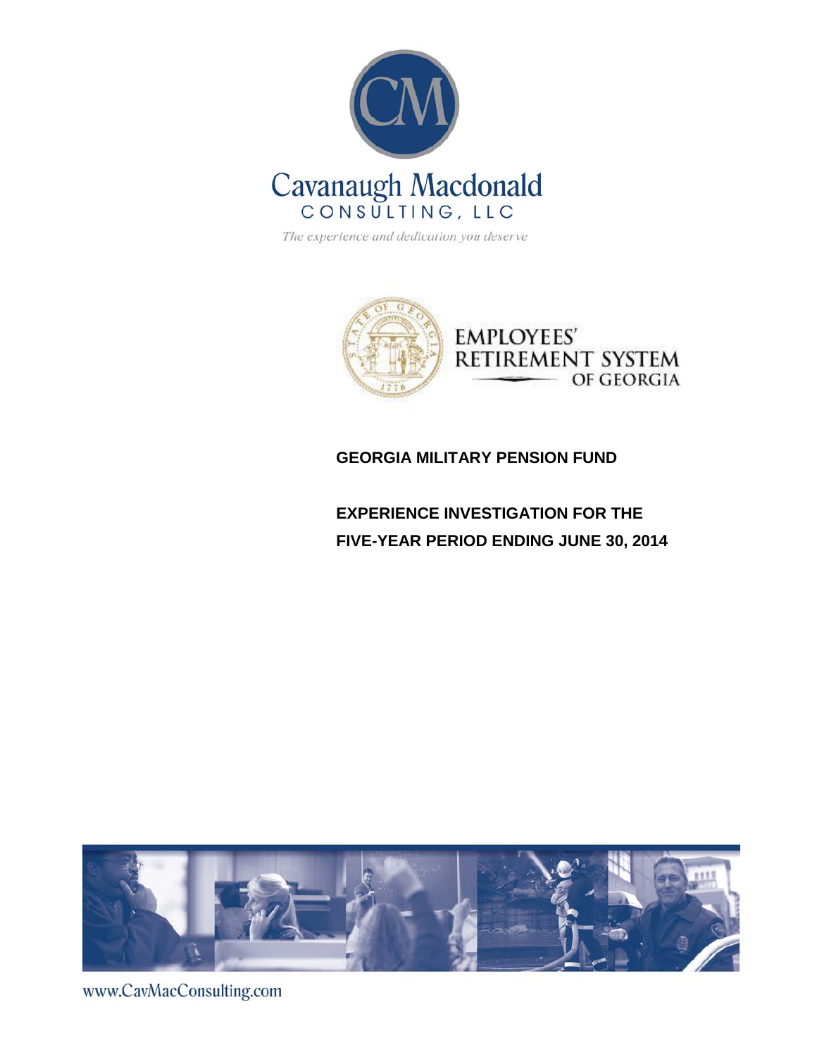Cavanaugh Macdonald

CONSULTING, LLC

*The experience and dedication you deserve*

EMPLOYEES' RETIREMENT SYSTEM OF GEORGIA

# GEORGIA MILITARY PENSION FUND

## EXPERIENCE INVESTIGATION FOR THE FIVE-YEAR PERIOD ENDING JUNE 30, 2014

www.CavMacConsulting.com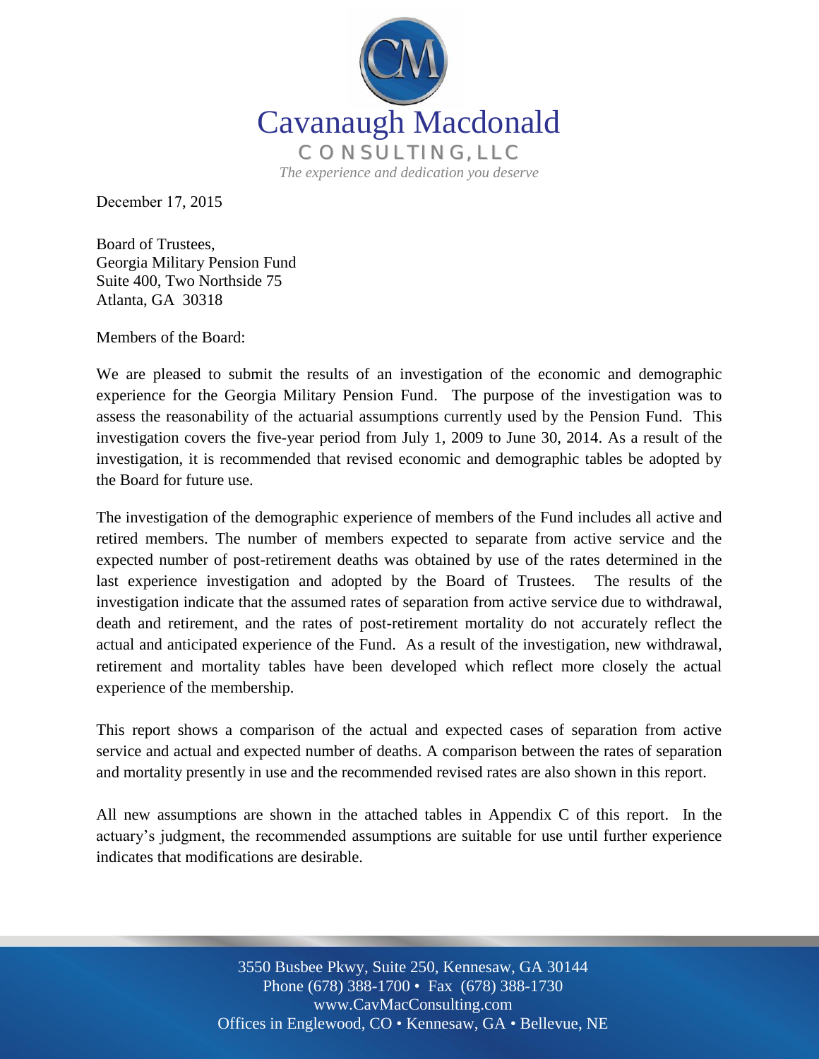Cavanaugh Macdonald

CONSULTING, LLC

*The experience and dedication you deserve*

December 17, 2015

Board of Trustees,
Georgia Military Pension Fund
Suite 400, Two Northside 75
Atlanta, GA 30318

Members of the Board:

We are pleased to submit the results of an investigation of the economic and demographic experience for the Georgia Military Pension Fund. The purpose of the investigation was to assess the reasonability of the actuarial assumptions currently used by the Pension Fund. This investigation covers the five-year period from July 1, 2009 to June 30, 2014. As a result of the investigation, it is recommended that revised economic and demographic tables be adopted by the Board for future use.

The investigation of the demographic experience of members of the Fund includes all active and retired members. The number of members expected to separate from active service and the expected number of post-retirement deaths was obtained by use of the rates determined in the last experience investigation and adopted by the Board of Trustees. The results of the investigation indicate that the assumed rates of separation from active service due to withdrawal, death and retirement, and the rates of post-retirement mortality do not accurately reflect the actual and anticipated experience of the Fund. As a result of the investigation, new withdrawal, retirement and mortality tables have been developed which reflect more closely the actual experience of the membership.

This report shows a comparison of the actual and expected cases of separation from active service and actual and expected number of deaths. A comparison between the rates of separation and mortality presently in use and the recommended revised rates are also shown in this report.

All new assumptions are shown in the attached tables in Appendix C of this report. In the actuary's judgment, the recommended assumptions are suitable for use until further experience indicates that modifications are desirable.

3550 Busbee Pkwy, Suite 250, Kennesaw, GA 30144
Phone (678) 388-1700 • Fax (678) 388-1730
www.CavMacConsulting.com
Offices in Englewood, CO • Kennesaw, GA • Bellevue, NE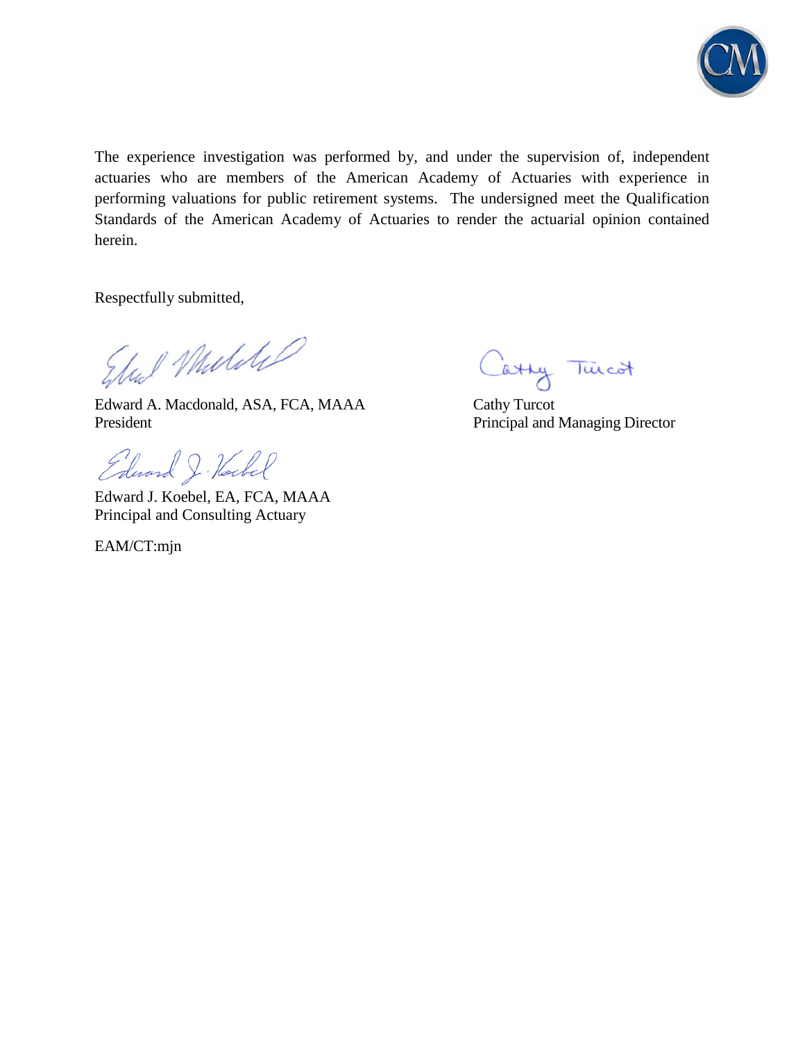The experience investigation was performed by, and under the supervision of, independent actuaries who are members of the American Academy of Actuaries with experience in performing valuations for public retirement systems. The undersigned meet the Qualification Standards of the American Academy of Actuaries to render the actuarial opinion contained herein.

Respectfully submitted,

Edward A. Macdonald, ASA, FCA, MAAA
President

Cathy Turcot
Principal and Managing Director

Edward J. Koebel, EA, FCA, MAAA
Principal and Consulting Actuary

EAM/CT:mjn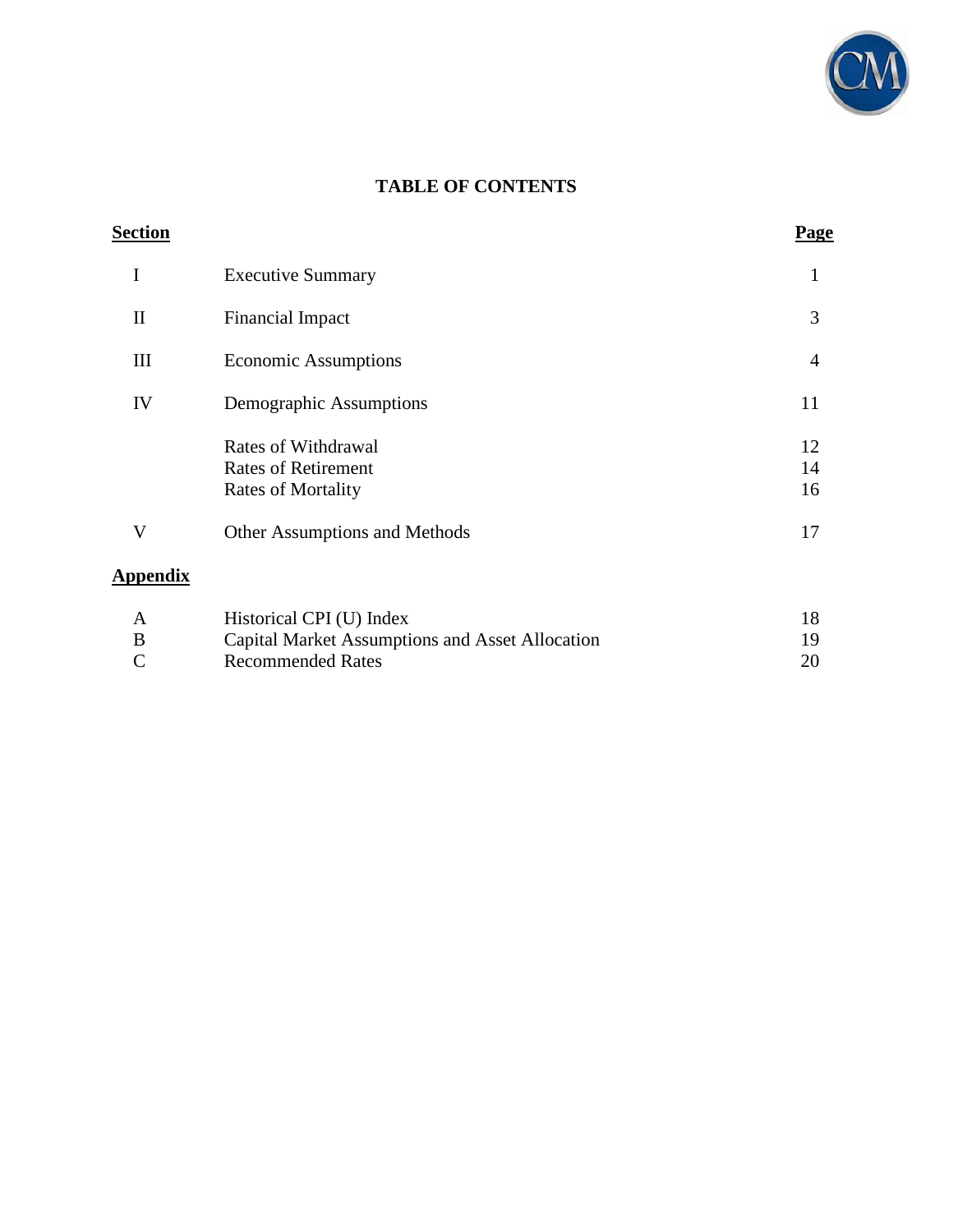# TABLE OF CONTENTS

| Section | | Page |
|---|---|---|
| I | Executive Summary | 1 |
| II | Financial Impact | 3 |
| III | Economic Assumptions | 4 |
| IV | Demographic Assumptions | 11 |
| | Rates of Withdrawal | 12 |
| | Rates of Retirement | 14 |
| | Rates of Mortality | 16 |
| V | Other Assumptions and Methods | 17 |

| Appendix | | |
|---|---|---|
| A | Historical CPI (U) Index | 18 |
| B | Capital Market Assumptions and Asset Allocation | 19 |
| C | Recommended Rates | 20 |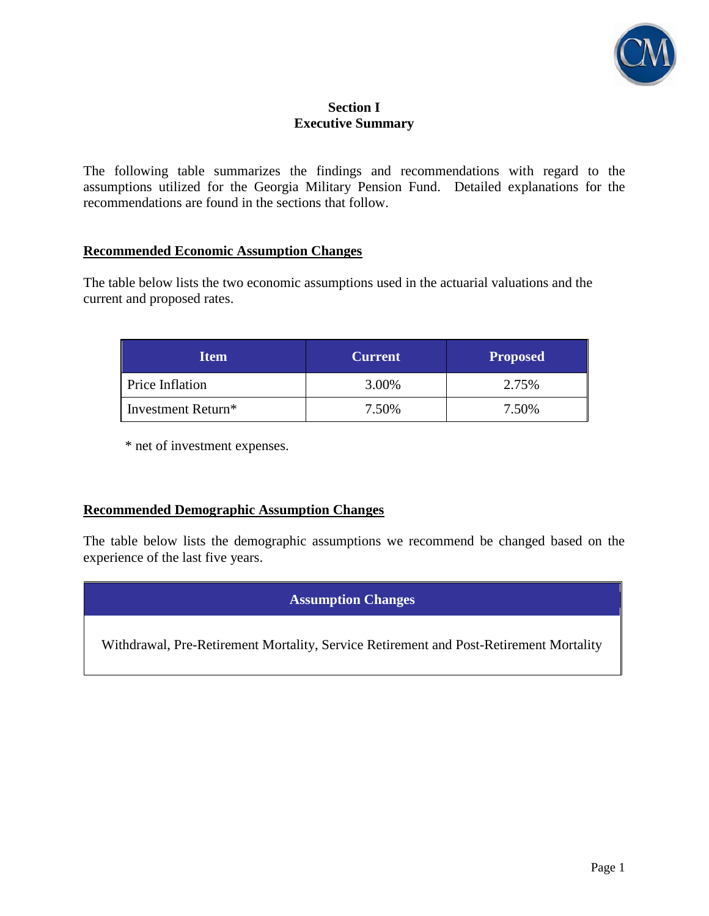# Section I
# Executive Summary

The following table summarizes the findings and recommendations with regard to the assumptions utilized for the Georgia Military Pension Fund. Detailed explanations for the recommendations are found in the sections that follow.

## **Recommended Economic Assumption Changes**

The table below lists the two economic assumptions used in the actuarial valuations and the current and proposed rates.

| Item | Current | Proposed |
|---|---|---|
| Price Inflation | 3.00% | 2.75% |
| Investment Return* | 7.50% | 7.50% |

\* net of investment expenses.

## **Recommended Demographic Assumption Changes**

The table below lists the demographic assumptions we recommend be changed based on the experience of the last five years.

| Assumption Changes |
|---|
| Withdrawal, Pre-Retirement Mortality, Service Retirement and Post-Retirement Mortality |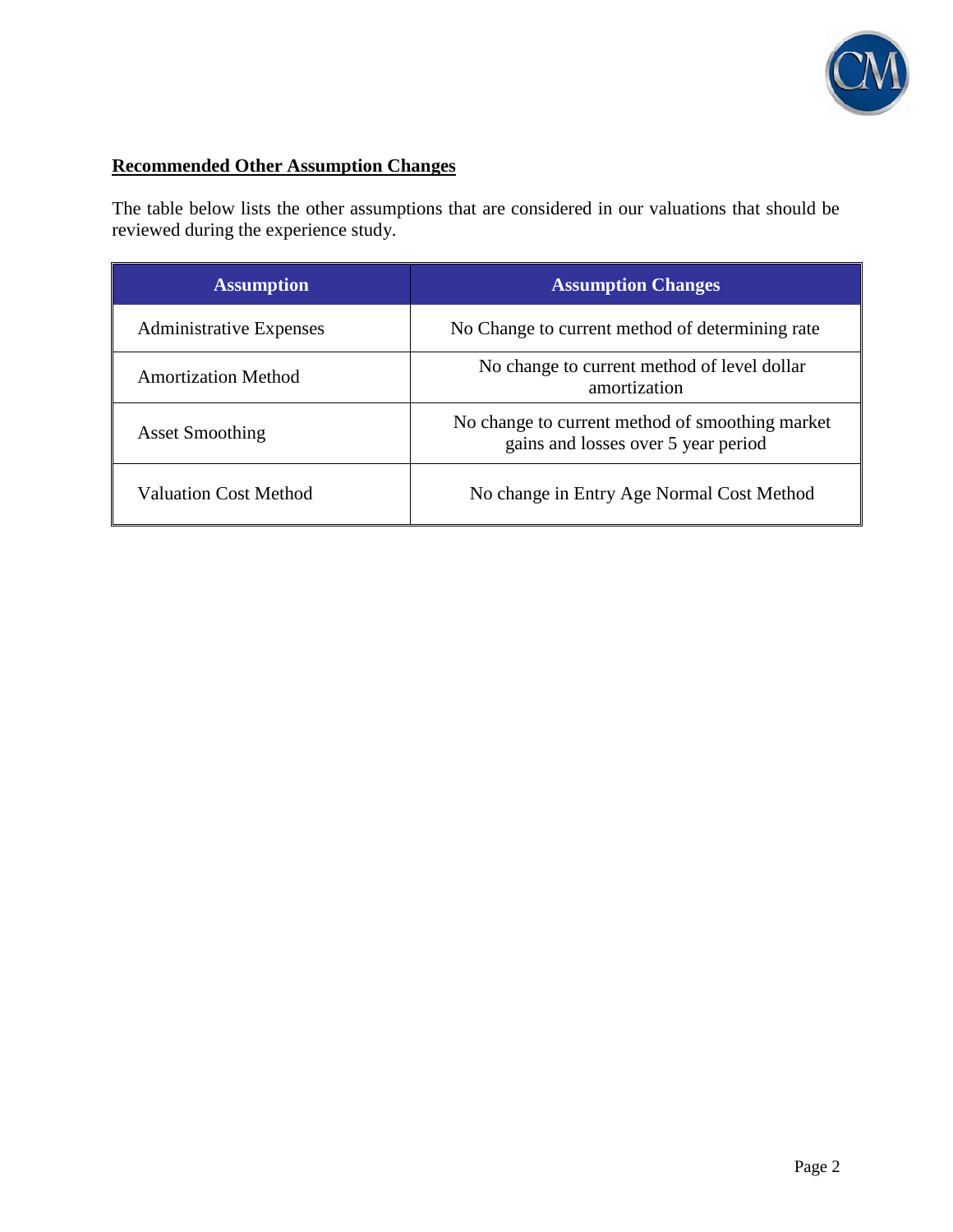## Recommended Other Assumption Changes

The table below lists the other assumptions that are considered in our valuations that should be reviewed during the experience study.

| Assumption | Assumption Changes |
|---|---|
| Administrative Expenses | No Change to current method of determining rate |
| Amortization Method | No change to current method of level dollar amortization |
| Asset Smoothing | No change to current method of smoothing market gains and losses over 5 year period |
| Valuation Cost Method | No change in Entry Age Normal Cost Method |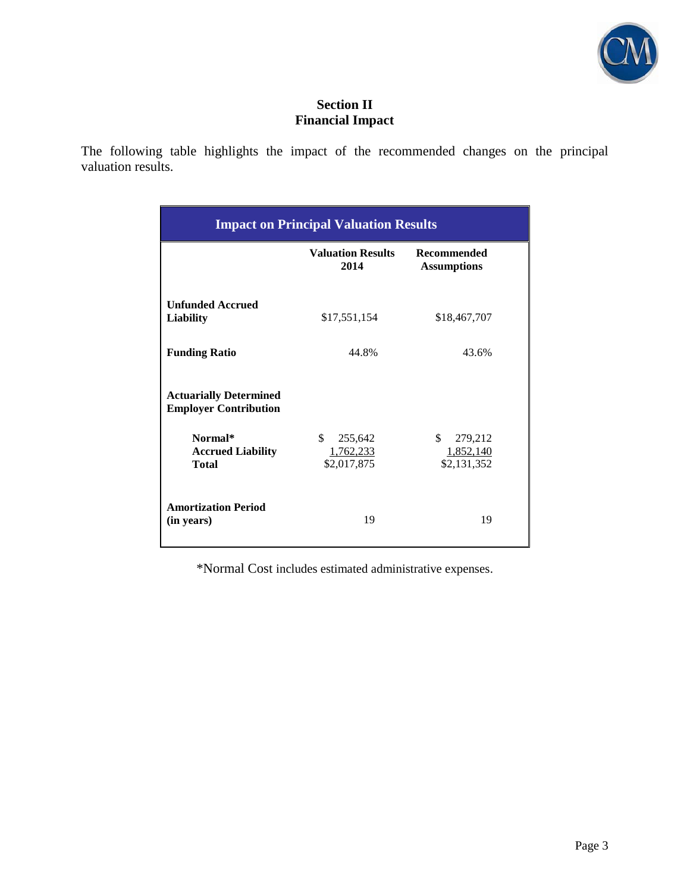## Section II
## Financial Impact

The following table highlights the impact of the recommended changes on the principal valuation results.

| Impact on Principal Valuation Results | | |
|---|---|---|
| | **Valuation Results 2014** | **Recommended Assumptions** |
| **Unfunded Accrued Liability** | $17,551,154 | $18,467,707 |
| **Funding Ratio** | 44.8% | 43.6% |
| **Actuarially Determined Employer Contribution** | | |
| **Normal*** | $ 255,642 | $ 279,212 |
| **Accrued Liability** | 1,762,233 | 1,852,140 |
| **Total** | $2,017,875 | $2,131,352 |
| **Amortization Period (in years)** | 19 | 19 |

*Normal Cost includes estimated administrative expenses.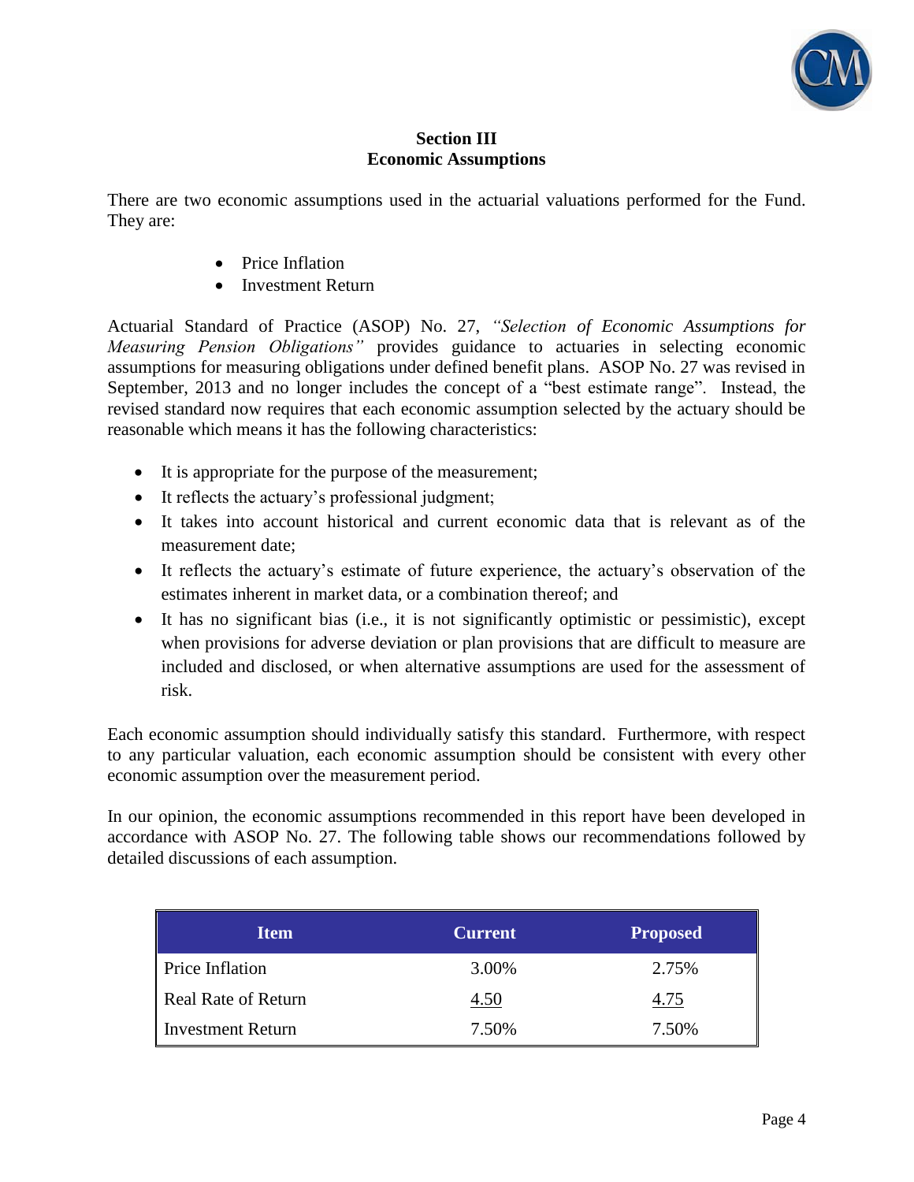## Section III
## Economic Assumptions

There are two economic assumptions used in the actuarial valuations performed for the Fund. They are:

- Price Inflation
- Investment Return

Actuarial Standard of Practice (ASOP) No. 27, *"Selection of Economic Assumptions for Measuring Pension Obligations"* provides guidance to actuaries in selecting economic assumptions for measuring obligations under defined benefit plans. ASOP No. 27 was revised in September, 2013 and no longer includes the concept of a "best estimate range". Instead, the revised standard now requires that each economic assumption selected by the actuary should be reasonable which means it has the following characteristics:

- It is appropriate for the purpose of the measurement;
- It reflects the actuary's professional judgment;
- It takes into account historical and current economic data that is relevant as of the measurement date;
- It reflects the actuary's estimate of future experience, the actuary's observation of the estimates inherent in market data, or a combination thereof; and
- It has no significant bias (i.e., it is not significantly optimistic or pessimistic), except when provisions for adverse deviation or plan provisions that are difficult to measure are included and disclosed, or when alternative assumptions are used for the assessment of risk.

Each economic assumption should individually satisfy this standard. Furthermore, with respect to any particular valuation, each economic assumption should be consistent with every other economic assumption over the measurement period.

In our opinion, the economic assumptions recommended in this report have been developed in accordance with ASOP No. 27. The following table shows our recommendations followed by detailed discussions of each assumption.

| Item | Current | Proposed |
|---|---|---|
| Price Inflation | 3.00% | 2.75% |
| Real Rate of Return | 4.50 | 4.75 |
| Investment Return | 7.50% | 7.50% |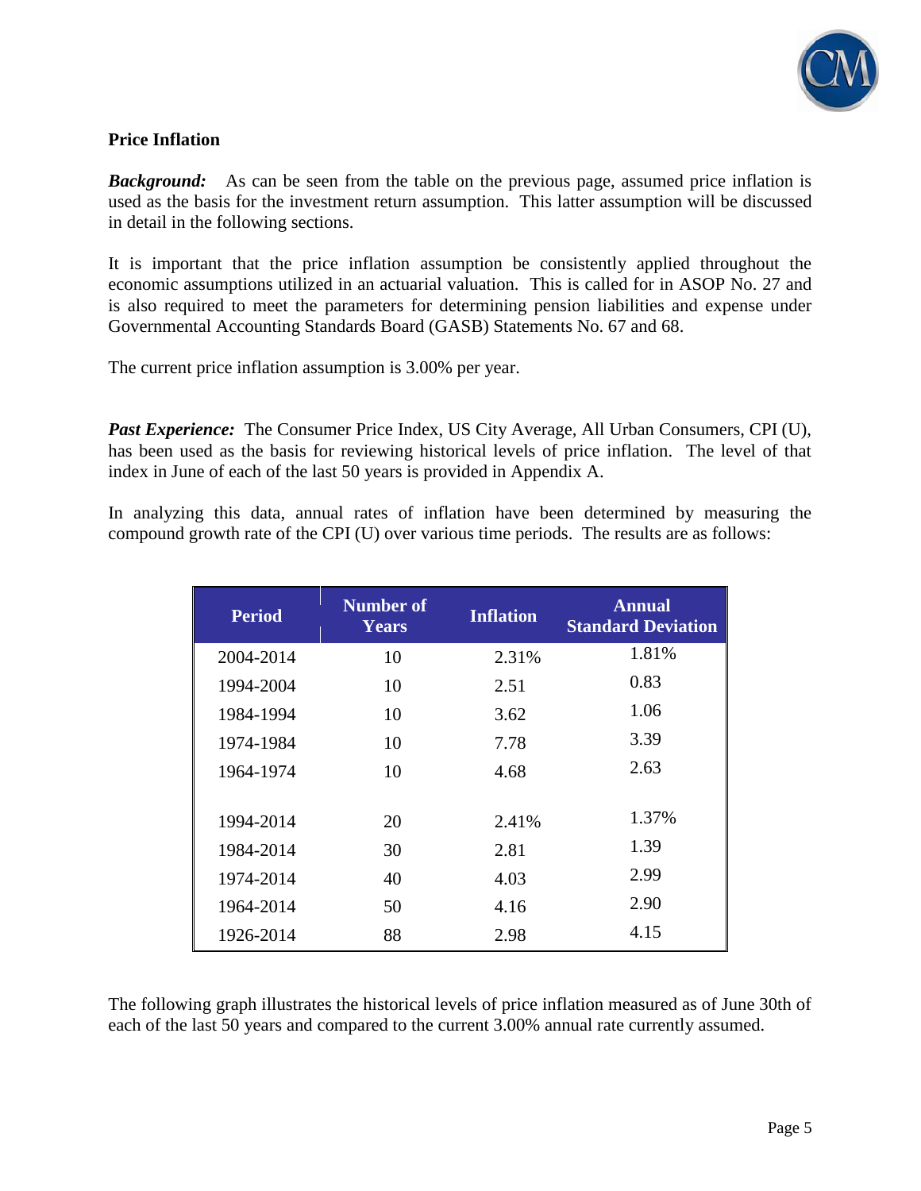## Price Inflation

***Background:*** As can be seen from the table on the previous page, assumed price inflation is used as the basis for the investment return assumption. This latter assumption will be discussed in detail in the following sections.

It is important that the price inflation assumption be consistently applied throughout the economic assumptions utilized in an actuarial valuation. This is called for in ASOP No. 27 and is also required to meet the parameters for determining pension liabilities and expense under Governmental Accounting Standards Board (GASB) Statements No. 67 and 68.

The current price inflation assumption is 3.00% per year.

***Past Experience:*** The Consumer Price Index, US City Average, All Urban Consumers, CPI (U), has been used as the basis for reviewing historical levels of price inflation. The level of that index in June of each of the last 50 years is provided in Appendix A.

In analyzing this data, annual rates of inflation have been determined by measuring the compound growth rate of the CPI (U) over various time periods. The results are as follows:

| Period | Number of Years | Inflation | Annual Standard Deviation |
|---|---|---|---|
| 2004-2014 | 10 | 2.31% | 1.81% |
| 1994-2004 | 10 | 2.51 | 0.83 |
| 1984-1994 | 10 | 3.62 | 1.06 |
| 1974-1984 | 10 | 7.78 | 3.39 |
| 1964-1974 | 10 | 4.68 | 2.63 |
| | | | |
| 1994-2014 | 20 | 2.41% | 1.37% |
| 1984-2014 | 30 | 2.81 | 1.39 |
| 1974-2014 | 40 | 4.03 | 2.99 |
| 1964-2014 | 50 | 4.16 | 2.90 |
| 1926-2014 | 88 | 2.98 | 4.15 |

The following graph illustrates the historical levels of price inflation measured as of June 30th of each of the last 50 years and compared to the current 3.00% annual rate currently assumed.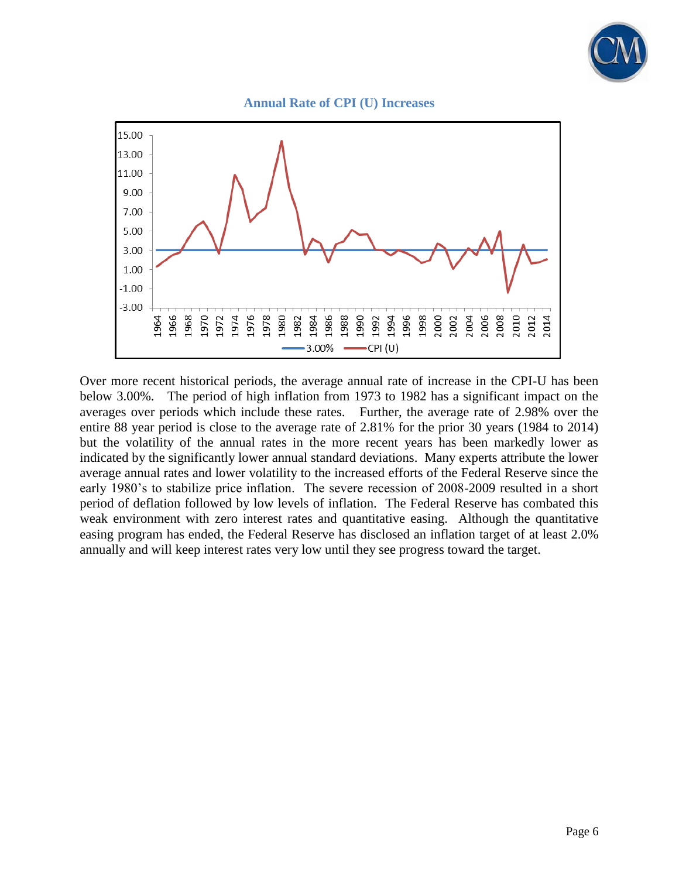**Annual Rate of CPI (U) Increases**

Over more recent historical periods, the average annual rate of increase in the CPI-U has been below 3.00%. The period of high inflation from 1973 to 1982 has a significant impact on the averages over periods which include these rates. Further, the average rate of 2.98% over the entire 88 year period is close to the average rate of 2.81% for the prior 30 years (1984 to 2014) but the volatility of the annual rates in the more recent years has been markedly lower as indicated by the significantly lower annual standard deviations. Many experts attribute the lower average annual rates and lower volatility to the increased efforts of the Federal Reserve since the early 1980's to stabilize price inflation. The severe recession of 2008-2009 resulted in a short period of deflation followed by low levels of inflation. The Federal Reserve has combated this weak environment with zero interest rates and quantitative easing. Although the quantitative easing program has ended, the Federal Reserve has disclosed an inflation target of at least 2.0% annually and will keep interest rates very low until they see progress toward the target.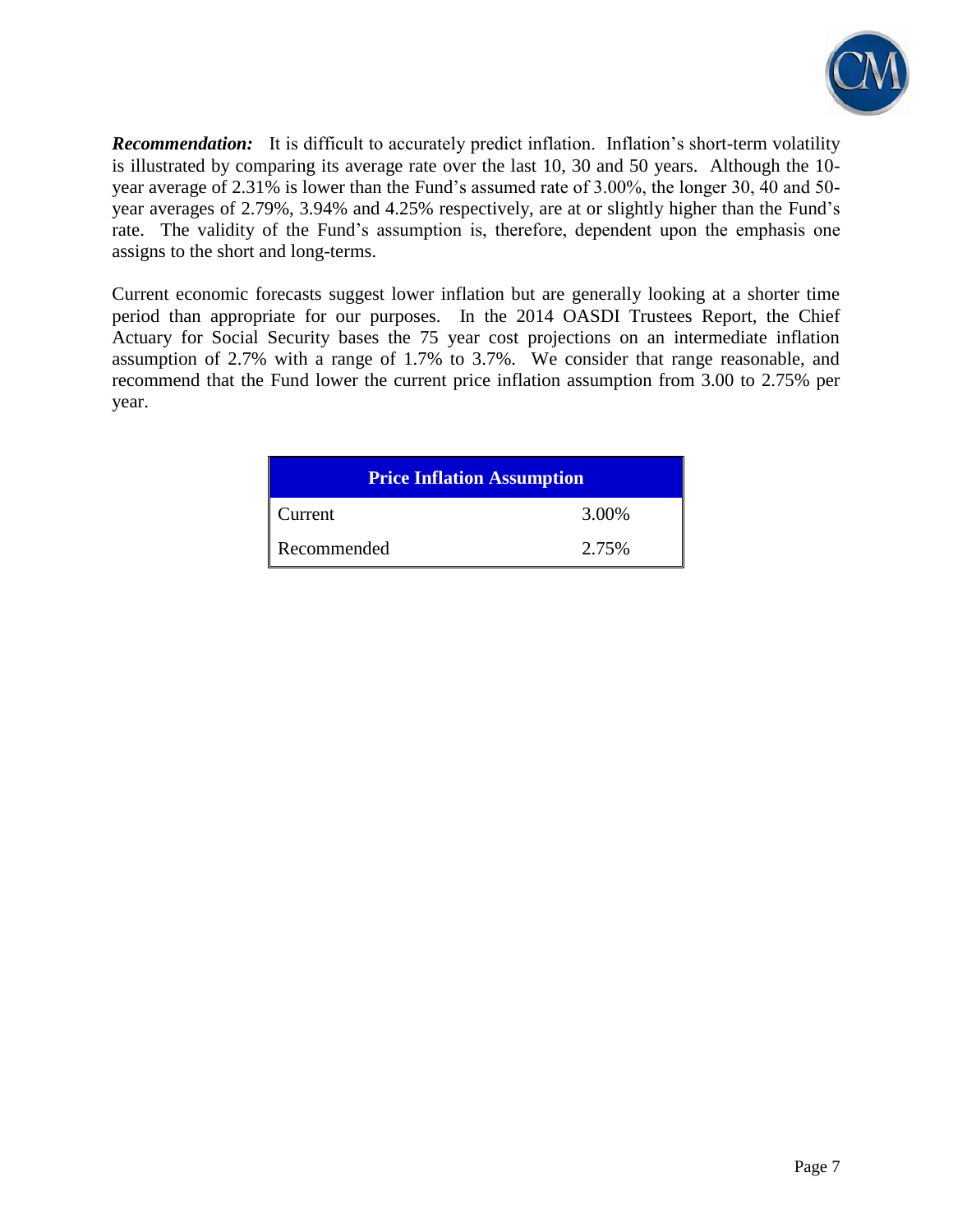***Recommendation:*** It is difficult to accurately predict inflation. Inflation's short-term volatility is illustrated by comparing its average rate over the last 10, 30 and 50 years. Although the 10-year average of 2.31% is lower than the Fund's assumed rate of 3.00%, the longer 30, 40 and 50-year averages of 2.79%, 3.94% and 4.25% respectively, are at or slightly higher than the Fund's rate. The validity of the Fund's assumption is, therefore, dependent upon the emphasis one assigns to the short and long-terms.

Current economic forecasts suggest lower inflation but are generally looking at a shorter time period than appropriate for our purposes. In the 2014 OASDI Trustees Report, the Chief Actuary for Social Security bases the 75 year cost projections on an intermediate inflation assumption of 2.7% with a range of 1.7% to 3.7%. We consider that range reasonable, and recommend that the Fund lower the current price inflation assumption from 3.00 to 2.75% per year.

| Price Inflation Assumption | |
|---|---|
| Current | 3.00% |
| Recommended | 2.75% |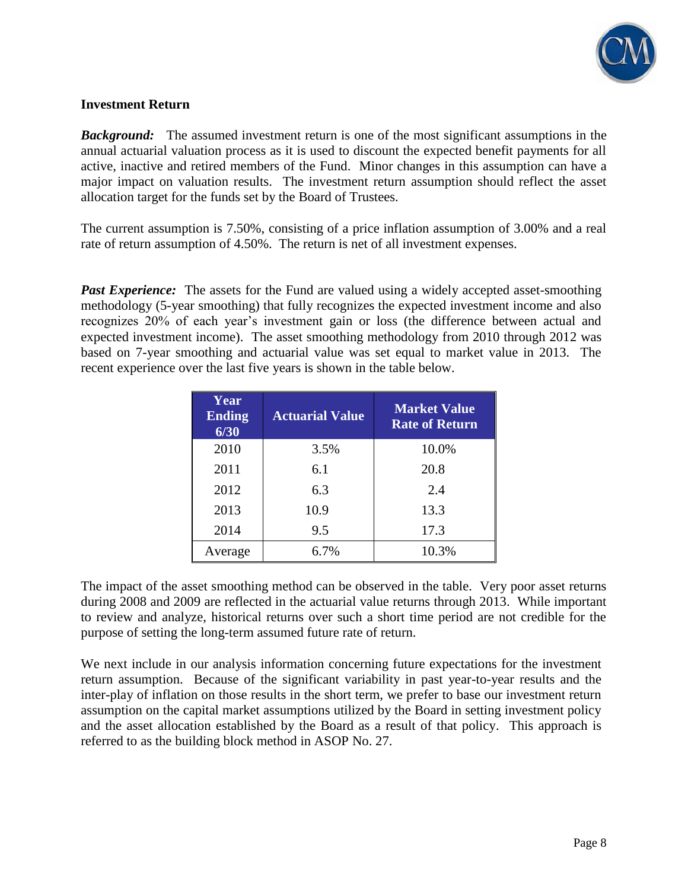## Investment Return

***Background:*** The assumed investment return is one of the most significant assumptions in the annual actuarial valuation process as it is used to discount the expected benefit payments for all active, inactive and retired members of the Fund. Minor changes in this assumption can have a major impact on valuation results. The investment return assumption should reflect the asset allocation target for the funds set by the Board of Trustees.

The current assumption is 7.50%, consisting of a price inflation assumption of 3.00% and a real rate of return assumption of 4.50%. The return is net of all investment expenses.

***Past Experience:*** The assets for the Fund are valued using a widely accepted asset-smoothing methodology (5-year smoothing) that fully recognizes the expected investment income and also recognizes 20% of each year's investment gain or loss (the difference between actual and expected investment income). The asset smoothing methodology from 2010 through 2012 was based on 7-year smoothing and actuarial value was set equal to market value in 2013. The recent experience over the last five years is shown in the table below.

| Year Ending 6/30 | Actuarial Value | Market Value Rate of Return |
|---|---|---|
| 2010 | 3.5% | 10.0% |
| 2011 | 6.1 | 20.8 |
| 2012 | 6.3 | 2.4 |
| 2013 | 10.9 | 13.3 |
| 2014 | 9.5 | 17.3 |
| Average | 6.7% | 10.3% |

The impact of the asset smoothing method can be observed in the table. Very poor asset returns during 2008 and 2009 are reflected in the actuarial value returns through 2013. While important to review and analyze, historical returns over such a short time period are not credible for the purpose of setting the long-term assumed future rate of return.

We next include in our analysis information concerning future expectations for the investment return assumption. Because of the significant variability in past year-to-year results and the inter-play of inflation on those results in the short term, we prefer to base our investment return assumption on the capital market assumptions utilized by the Board in setting investment policy and the asset allocation established by the Board as a result of that policy. This approach is referred to as the building block method in ASOP No. 27.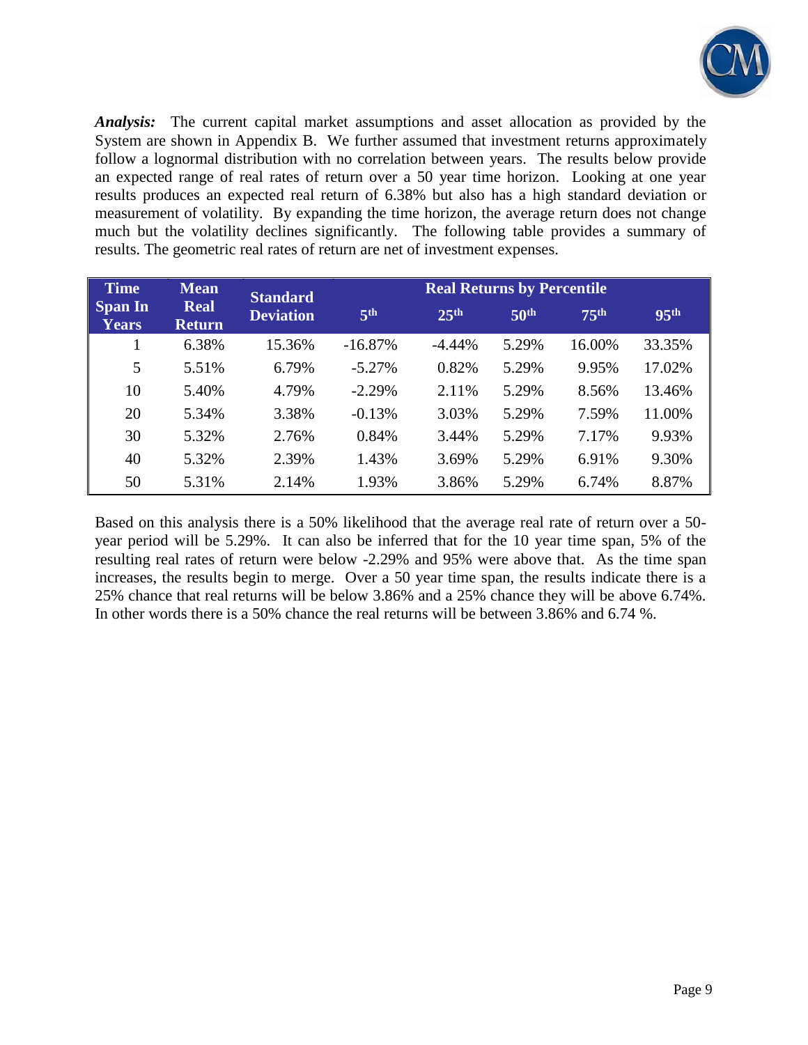***Analysis:*** The current capital market assumptions and asset allocation as provided by the System are shown in Appendix B. We further assumed that investment returns approximately follow a lognormal distribution with no correlation between years. The results below provide an expected range of real rates of return over a 50 year time horizon. Looking at one year results produces an expected real return of 6.38% but also has a high standard deviation or measurement of volatility. By expanding the time horizon, the average return does not change much but the volatility declines significantly. The following table provides a summary of results. The geometric real rates of return are net of investment expenses.

| Time Span In Years | Mean Real Return | Standard Deviation | Real Returns by Percentile | | | | |
|---|---|---|---|---|---|---|---|
| | | | 5th | 25th | 50th | 75th | 95th |
| 1 | 6.38% | 15.36% | -16.87% | -4.44% | 5.29% | 16.00% | 33.35% |
| 5 | 5.51% | 6.79% | -5.27% | 0.82% | 5.29% | 9.95% | 17.02% |
| 10 | 5.40% | 4.79% | -2.29% | 2.11% | 5.29% | 8.56% | 13.46% |
| 20 | 5.34% | 3.38% | -0.13% | 3.03% | 5.29% | 7.59% | 11.00% |
| 30 | 5.32% | 2.76% | 0.84% | 3.44% | 5.29% | 7.17% | 9.93% |
| 40 | 5.32% | 2.39% | 1.43% | 3.69% | 5.29% | 6.91% | 9.30% |
| 50 | 5.31% | 2.14% | 1.93% | 3.86% | 5.29% | 6.74% | 8.87% |

Based on this analysis there is a 50% likelihood that the average real rate of return over a 50-year period will be 5.29%. It can also be inferred that for the 10 year time span, 5% of the resulting real rates of return were below -2.29% and 95% were above that. As the time span increases, the results begin to merge. Over a 50 year time span, the results indicate there is a 25% chance that real returns will be below 3.86% and a 25% chance they will be above 6.74%. In other words there is a 50% chance the real returns will be between 3.86% and 6.74 %.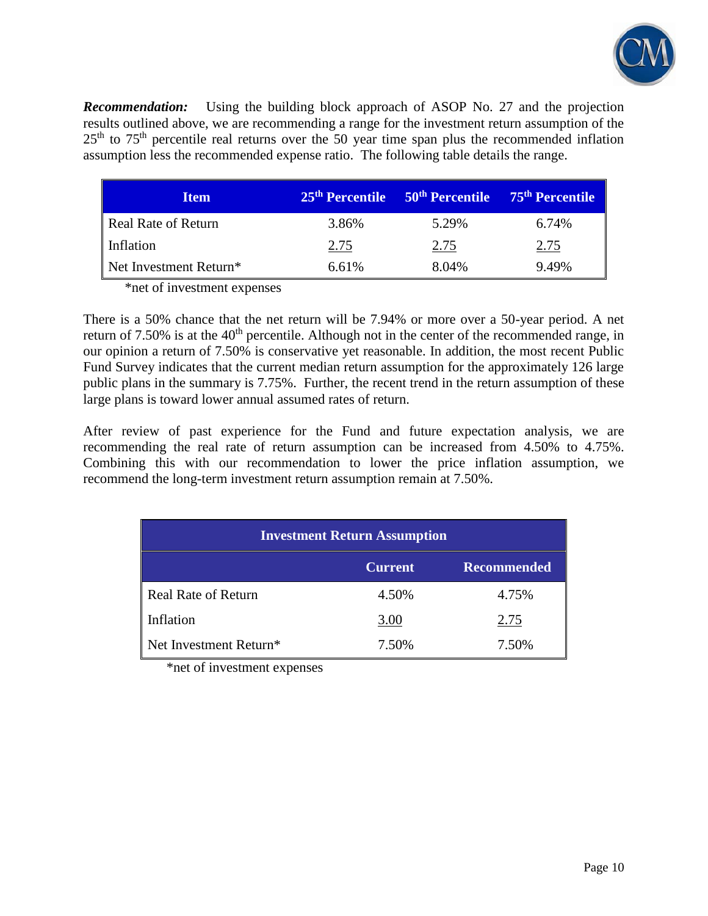***Recommendation:*** Using the building block approach of ASOP No. 27 and the projection results outlined above, we are recommending a range for the investment return assumption of the 25th to 75th percentile real returns over the 50 year time span plus the recommended inflation assumption less the recommended expense ratio. The following table details the range.

| Item | 25th Percentile | 50th Percentile | 75th Percentile |
|---|---|---|---|
| Real Rate of Return | 3.86% | 5.29% | 6.74% |
| Inflation | 2.75 | 2.75 | 2.75 |
| Net Investment Return* | 6.61% | 8.04% | 9.49% |

*net of investment expenses

There is a 50% chance that the net return will be 7.94% or more over a 50-year period. A net return of 7.50% is at the 40th percentile. Although not in the center of the recommended range, in our opinion a return of 7.50% is conservative yet reasonable. In addition, the most recent Public Fund Survey indicates that the current median return assumption for the approximately 126 large public plans in the summary is 7.75%. Further, the recent trend in the return assumption of these large plans is toward lower annual assumed rates of return.

After review of past experience for the Fund and future expectation analysis, we are recommending the real rate of return assumption can be increased from 4.50% to 4.75%. Combining this with our recommendation to lower the price inflation assumption, we recommend the long-term investment return assumption remain at 7.50%.

| Investment Return Assumption | | |
|---|---|---|
| | Current | Recommended |
| Real Rate of Return | 4.50% | 4.75% |
| Inflation | 3.00 | 2.75 |
| Net Investment Return* | 7.50% | 7.50% |

*net of investment expenses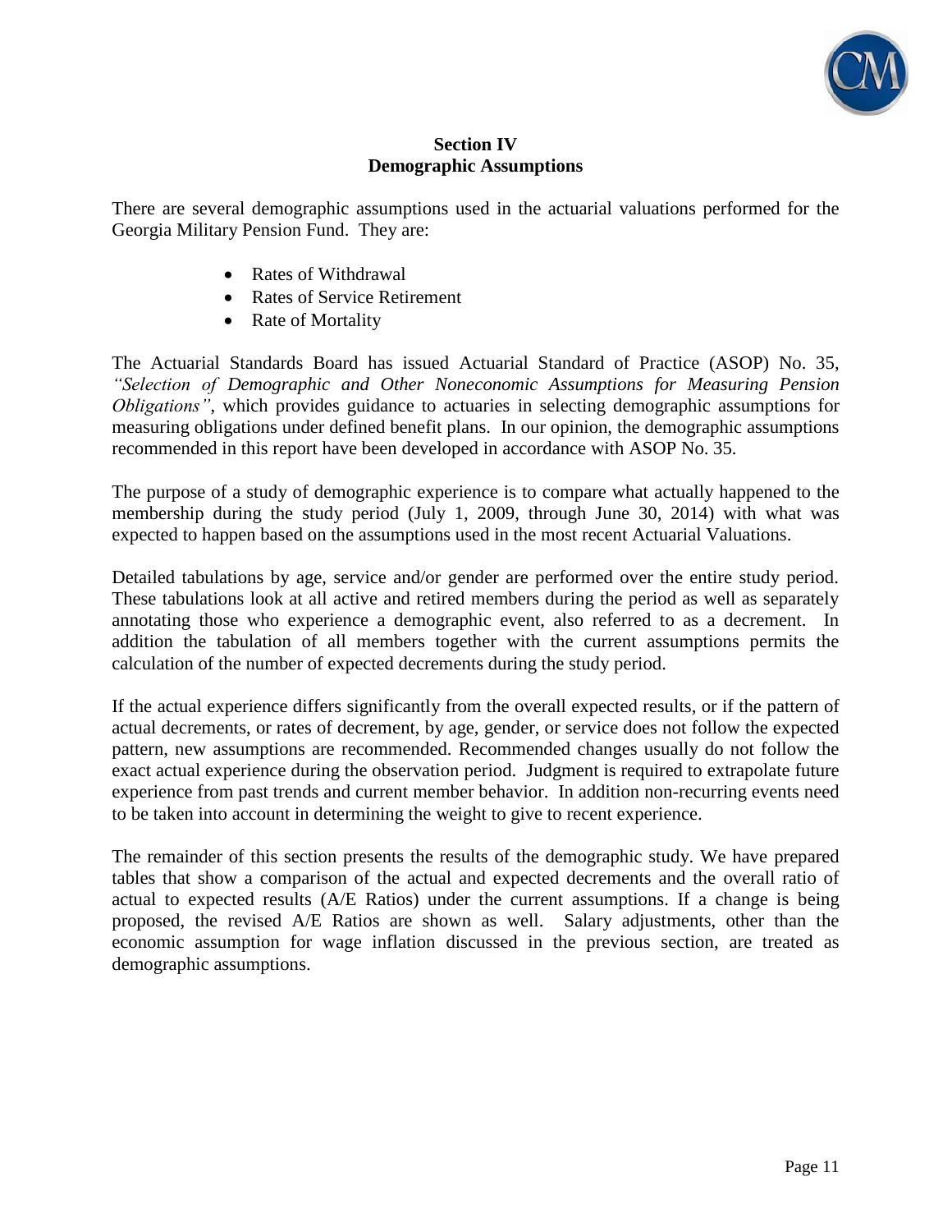## Section IV
## Demographic Assumptions

There are several demographic assumptions used in the actuarial valuations performed for the Georgia Military Pension Fund. They are:

- Rates of Withdrawal
- Rates of Service Retirement
- Rate of Mortality

The Actuarial Standards Board has issued Actuarial Standard of Practice (ASOP) No. 35, *"Selection of Demographic and Other Noneconomic Assumptions for Measuring Pension Obligations"*, which provides guidance to actuaries in selecting demographic assumptions for measuring obligations under defined benefit plans. In our opinion, the demographic assumptions recommended in this report have been developed in accordance with ASOP No. 35.

The purpose of a study of demographic experience is to compare what actually happened to the membership during the study period (July 1, 2009, through June 30, 2014) with what was expected to happen based on the assumptions used in the most recent Actuarial Valuations.

Detailed tabulations by age, service and/or gender are performed over the entire study period. These tabulations look at all active and retired members during the period as well as separately annotating those who experience a demographic event, also referred to as a decrement. In addition the tabulation of all members together with the current assumptions permits the calculation of the number of expected decrements during the study period.

If the actual experience differs significantly from the overall expected results, or if the pattern of actual decrements, or rates of decrement, by age, gender, or service does not follow the expected pattern, new assumptions are recommended. Recommended changes usually do not follow the exact actual experience during the observation period. Judgment is required to extrapolate future experience from past trends and current member behavior. In addition non-recurring events need to be taken into account in determining the weight to give to recent experience.

The remainder of this section presents the results of the demographic study. We have prepared tables that show a comparison of the actual and expected decrements and the overall ratio of actual to expected results (A/E Ratios) under the current assumptions. If a change is being proposed, the revised A/E Ratios are shown as well. Salary adjustments, other than the economic assumption for wage inflation discussed in the previous section, are treated as demographic assumptions.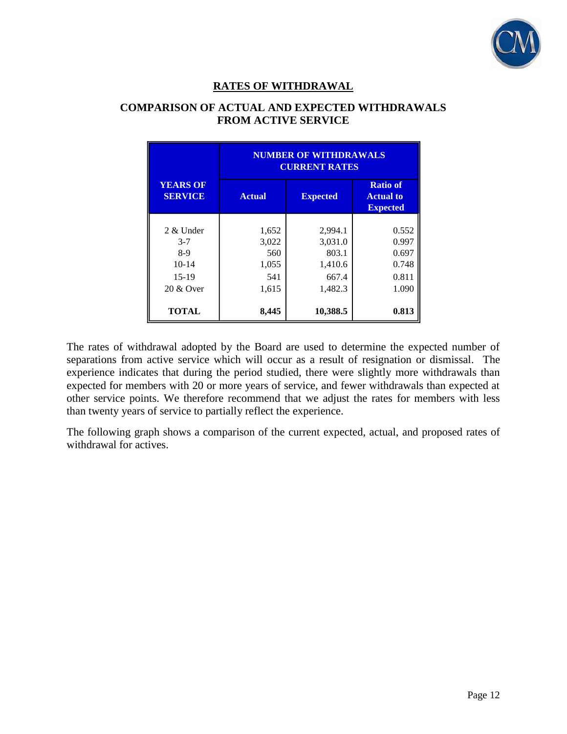## RATES OF WITHDRAWAL

### COMPARISON OF ACTUAL AND EXPECTED WITHDRAWALS FROM ACTIVE SERVICE

| YEARS OF SERVICE | NUMBER OF WITHDRAWALS CURRENT RATES | | |
|---|---|---|---|
| | Actual | Expected | Ratio of Actual to Expected |
| 2 & Under | 1,652 | 2,994.1 | 0.552 |
| 3-7 | 3,022 | 3,031.0 | 0.997 |
| 8-9 | 560 | 803.1 | 0.697 |
| 10-14 | 1,055 | 1,410.6 | 0.748 |
| 15-19 | 541 | 667.4 | 0.811 |
| 20 & Over | 1,615 | 1,482.3 | 1.090 |
| **TOTAL** | **8,445** | **10,388.5** | **0.813** |

The rates of withdrawal adopted by the Board are used to determine the expected number of separations from active service which will occur as a result of resignation or dismissal. The experience indicates that during the period studied, there were slightly more withdrawals than expected for members with 20 or more years of service, and fewer withdrawals than expected at other service points. We therefore recommend that we adjust the rates for members with less than twenty years of service to partially reflect the experience.

The following graph shows a comparison of the current expected, actual, and proposed rates of withdrawal for actives.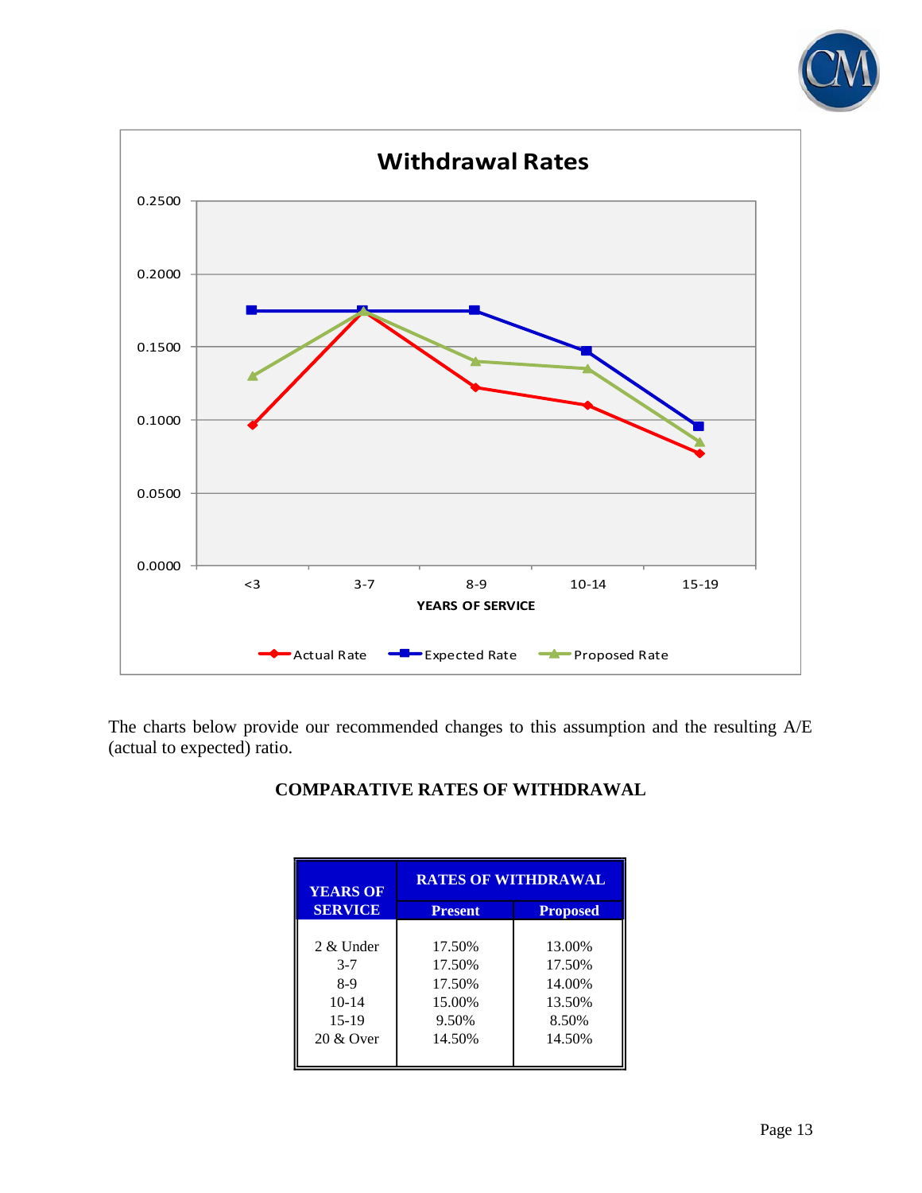**Withdrawal Rates**

The charts below provide our recommended changes to this assumption and the resulting A/E (actual to expected) ratio.

**COMPARATIVE RATES OF WITHDRAWAL**

| YEARS OF SERVICE | RATES OF WITHDRAWAL | |
|---|---|---|
| | Present | Proposed |
| 2 & Under | 17.50% | 13.00% |
| 3-7 | 17.50% | 17.50% |
| 8-9 | 17.50% | 14.00% |
| 10-14 | 15.00% | 13.50% |
| 15-19 | 9.50% | 8.50% |
| 20 & Over | 14.50% | 14.50% |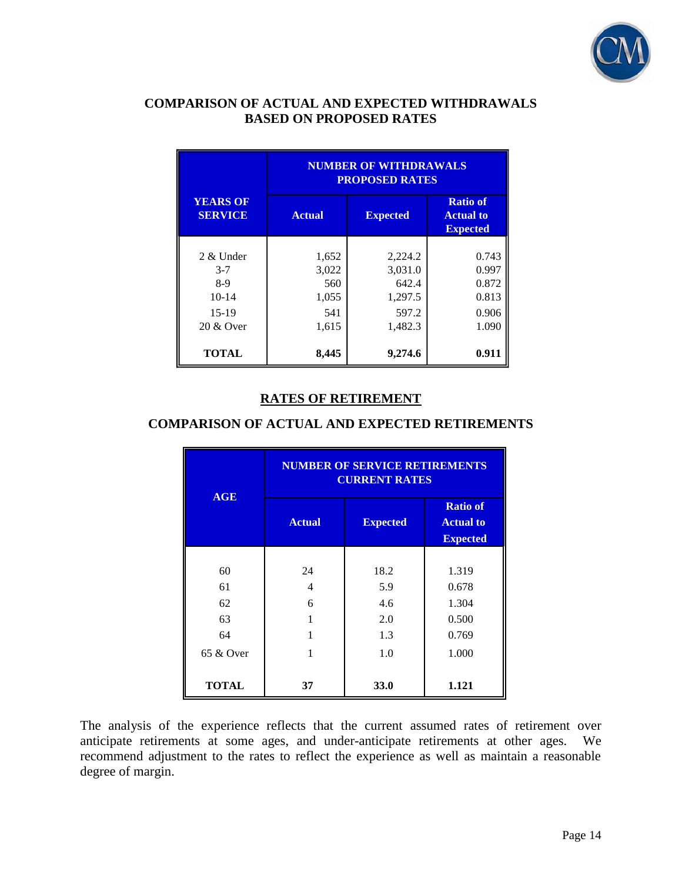## COMPARISON OF ACTUAL AND EXPECTED WITHDRAWALS BASED ON PROPOSED RATES

| YEARS OF SERVICE | NUMBER OF WITHDRAWALS PROPOSED RATES | | |
|---|---|---|---|
| | Actual | Expected | Ratio of Actual to Expected |
| 2 & Under | 1,652 | 2,224.2 | 0.743 |
| 3-7 | 3,022 | 3,031.0 | 0.997 |
| 8-9 | 560 | 642.4 | 0.872 |
| 10-14 | 1,055 | 1,297.5 | 0.813 |
| 15-19 | 541 | 597.2 | 0.906 |
| 20 & Over | 1,615 | 1,482.3 | 1.090 |
| **TOTAL** | **8,445** | **9,274.6** | **0.911** |

## RATES OF RETIREMENT

## COMPARISON OF ACTUAL AND EXPECTED RETIREMENTS

| AGE | NUMBER OF SERVICE RETIREMENTS CURRENT RATES | | |
|---|---|---|---|
| | Actual | Expected | Ratio of Actual to Expected |
| 60 | 24 | 18.2 | 1.319 |
| 61 | 4 | 5.9 | 0.678 |
| 62 | 6 | 4.6 | 1.304 |
| 63 | 1 | 2.0 | 0.500 |
| 64 | 1 | 1.3 | 0.769 |
| 65 & Over | 1 | 1.0 | 1.000 |
| **TOTAL** | **37** | **33.0** | **1.121** |

The analysis of the experience reflects that the current assumed rates of retirement over anticipate retirements at some ages, and under-anticipate retirements at other ages. We recommend adjustment to the rates to reflect the experience as well as maintain a reasonable degree of margin.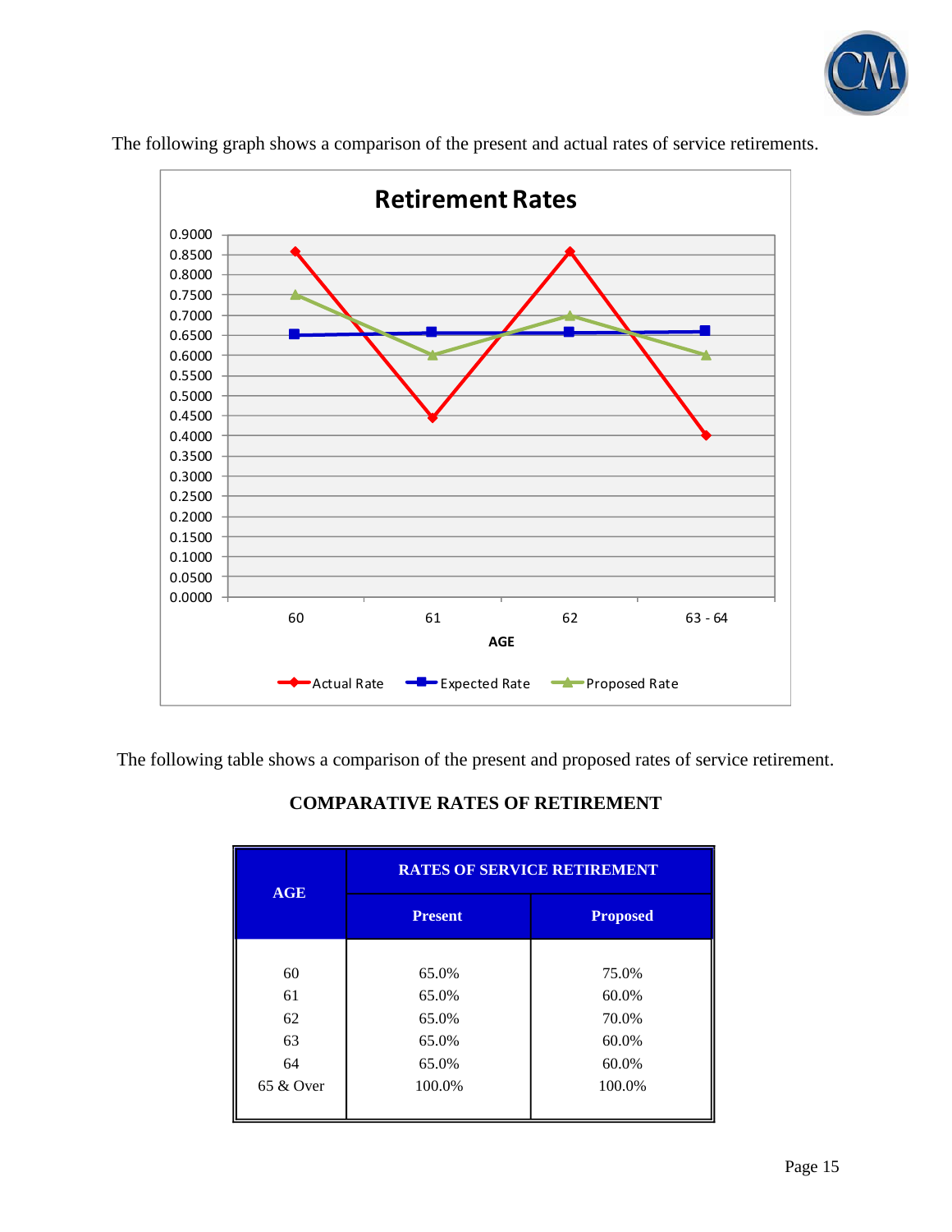The following graph shows a comparison of the present and actual rates of service retirements.

The following table shows a comparison of the present and proposed rates of service retirement.

**COMPARATIVE RATES OF RETIREMENT**

| AGE | RATES OF SERVICE RETIREMENT | |
|---|---|---|
| | Present | Proposed |
| 60 | 65.0% | 75.0% |
| 61 | 65.0% | 60.0% |
| 62 | 65.0% | 70.0% |
| 63 | 65.0% | 60.0% |
| 64 | 65.0% | 60.0% |
| 65 & Over | 100.0% | 100.0% |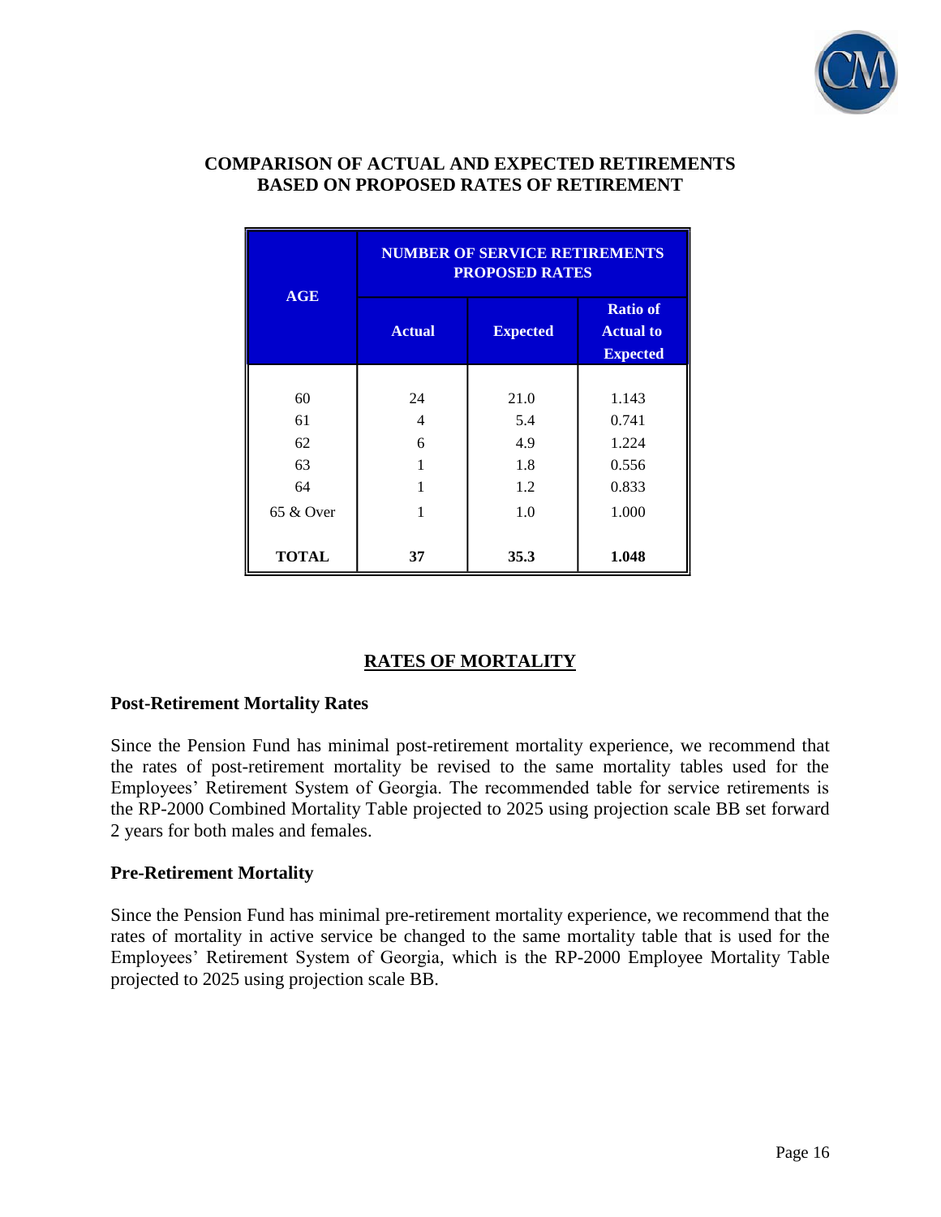## COMPARISON OF ACTUAL AND EXPECTED RETIREMENTS BASED ON PROPOSED RATES OF RETIREMENT

| AGE | NUMBER OF SERVICE RETIREMENTS PROPOSED RATES | | |
|---|---|---|---|
| | Actual | Expected | Ratio of Actual to Expected |
| 60 | 24 | 21.0 | 1.143 |
| 61 | 4 | 5.4 | 0.741 |
| 62 | 6 | 4.9 | 1.224 |
| 63 | 1 | 1.8 | 0.556 |
| 64 | 1 | 1.2 | 0.833 |
| 65 & Over | 1 | 1.0 | 1.000 |
| **TOTAL** | **37** | **35.3** | **1.048** |

## RATES OF MORTALITY

### Post-Retirement Mortality Rates

Since the Pension Fund has minimal post-retirement mortality experience, we recommend that the rates of post-retirement mortality be revised to the same mortality tables used for the Employees' Retirement System of Georgia. The recommended table for service retirements is the RP-2000 Combined Mortality Table projected to 2025 using projection scale BB set forward 2 years for both males and females.

### Pre-Retirement Mortality

Since the Pension Fund has minimal pre-retirement mortality experience, we recommend that the rates of mortality in active service be changed to the same mortality table that is used for the Employees' Retirement System of Georgia, which is the RP-2000 Employee Mortality Table projected to 2025 using projection scale BB.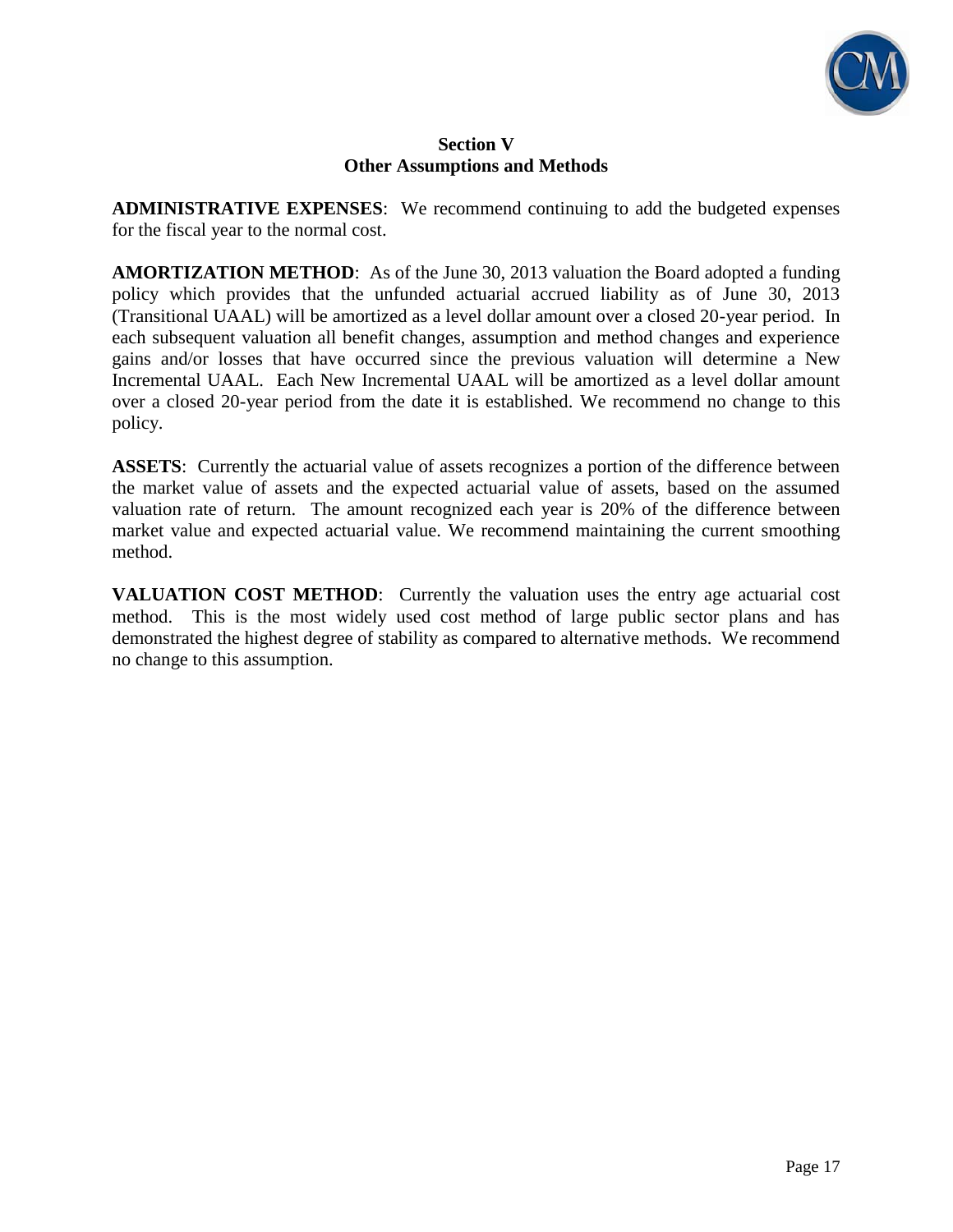## Section V
## Other Assumptions and Methods

**ADMINISTRATIVE EXPENSES**: We recommend continuing to add the budgeted expenses for the fiscal year to the normal cost.

**AMORTIZATION METHOD**: As of the June 30, 2013 valuation the Board adopted a funding policy which provides that the unfunded actuarial accrued liability as of June 30, 2013 (Transitional UAAL) will be amortized as a level dollar amount over a closed 20-year period. In each subsequent valuation all benefit changes, assumption and method changes and experience gains and/or losses that have occurred since the previous valuation will determine a New Incremental UAAL. Each New Incremental UAAL will be amortized as a level dollar amount over a closed 20-year period from the date it is established. We recommend no change to this policy.

**ASSETS**: Currently the actuarial value of assets recognizes a portion of the difference between the market value of assets and the expected actuarial value of assets, based on the assumed valuation rate of return. The amount recognized each year is 20% of the difference between market value and expected actuarial value. We recommend maintaining the current smoothing method.

**VALUATION COST METHOD**: Currently the valuation uses the entry age actuarial cost method. This is the most widely used cost method of large public sector plans and has demonstrated the highest degree of stability as compared to alternative methods. We recommend no change to this assumption.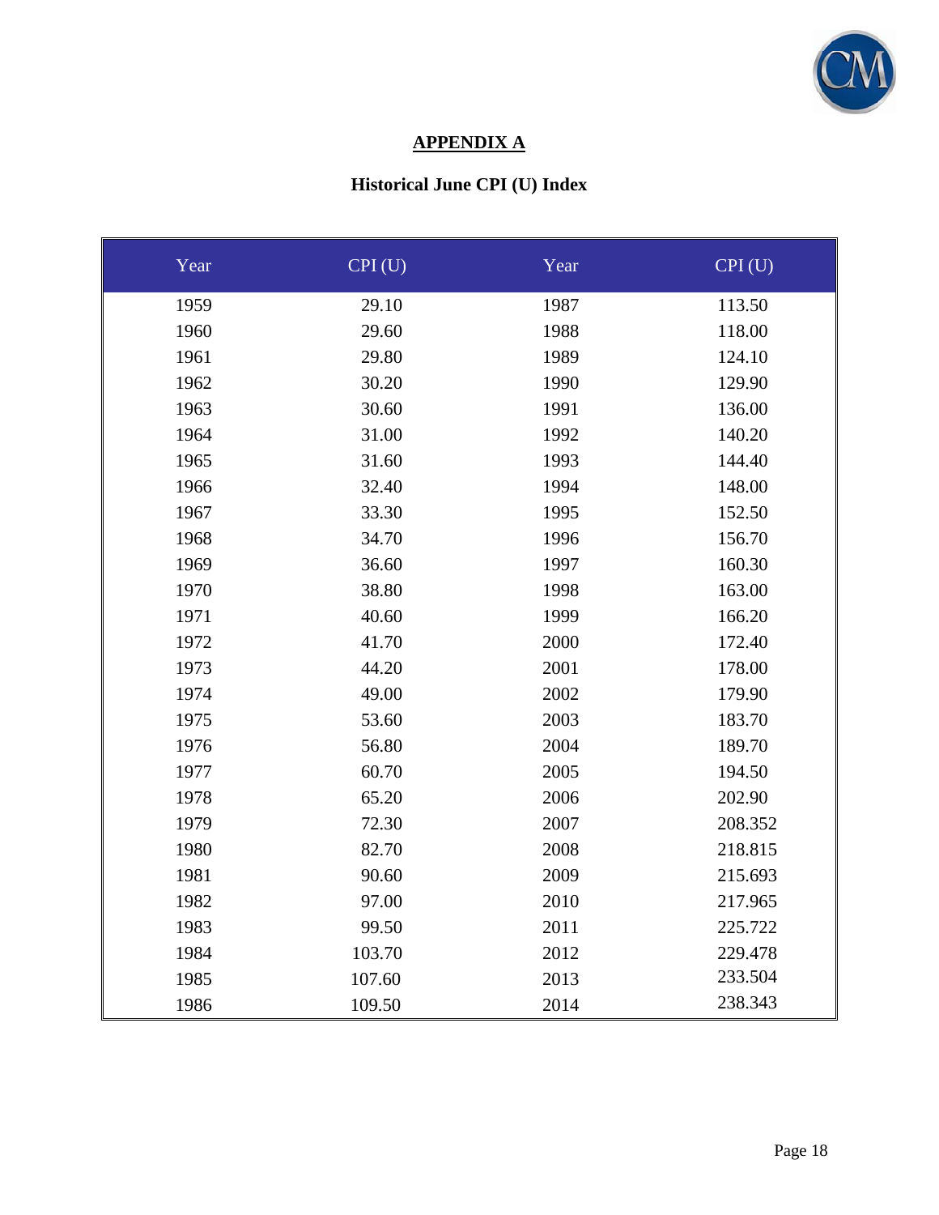# APPENDIX A

## Historical June CPI (U) Index

| Year | CPI (U) | Year | CPI (U) |
|---|---|---|---|
| 1959 | 29.10 | 1987 | 113.50 |
| 1960 | 29.60 | 1988 | 118.00 |
| 1961 | 29.80 | 1989 | 124.10 |
| 1962 | 30.20 | 1990 | 129.90 |
| 1963 | 30.60 | 1991 | 136.00 |
| 1964 | 31.00 | 1992 | 140.20 |
| 1965 | 31.60 | 1993 | 144.40 |
| 1966 | 32.40 | 1994 | 148.00 |
| 1967 | 33.30 | 1995 | 152.50 |
| 1968 | 34.70 | 1996 | 156.70 |
| 1969 | 36.60 | 1997 | 160.30 |
| 1970 | 38.80 | 1998 | 163.00 |
| 1971 | 40.60 | 1999 | 166.20 |
| 1972 | 41.70 | 2000 | 172.40 |
| 1973 | 44.20 | 2001 | 178.00 |
| 1974 | 49.00 | 2002 | 179.90 |
| 1975 | 53.60 | 2003 | 183.70 |
| 1976 | 56.80 | 2004 | 189.70 |
| 1977 | 60.70 | 2005 | 194.50 |
| 1978 | 65.20 | 2006 | 202.90 |
| 1979 | 72.30 | 2007 | 208.352 |
| 1980 | 82.70 | 2008 | 218.815 |
| 1981 | 90.60 | 2009 | 215.693 |
| 1982 | 97.00 | 2010 | 217.965 |
| 1983 | 99.50 | 2011 | 225.722 |
| 1984 | 103.70 | 2012 | 229.478 |
| 1985 | 107.60 | 2013 | 233.504 |
| 1986 | 109.50 | 2014 | 238.343 |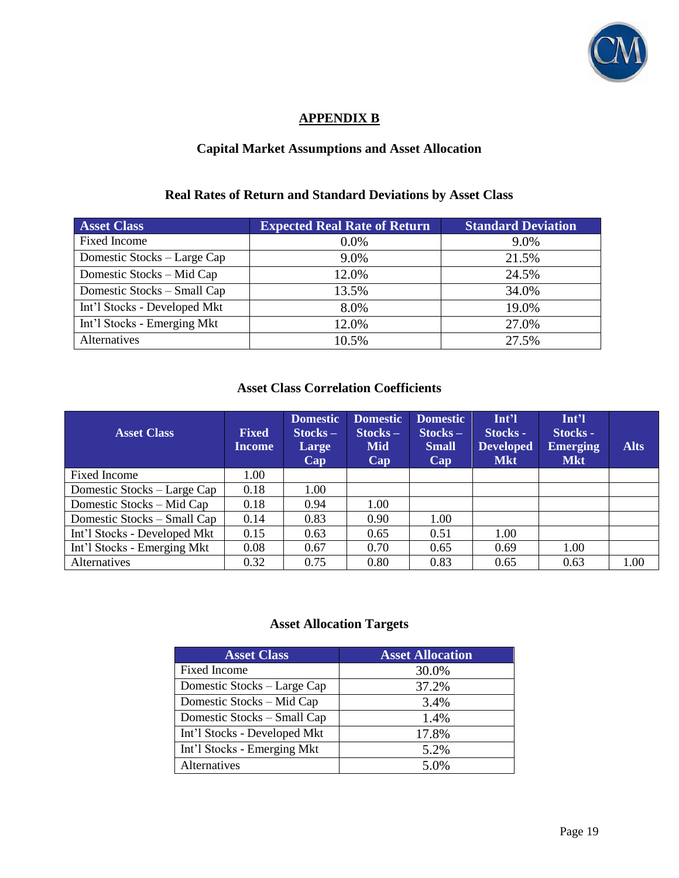## APPENDIX B

### Capital Market Assumptions and Asset Allocation

### Real Rates of Return and Standard Deviations by Asset Class

| Asset Class | Expected Real Rate of Return | Standard Deviation |
|---|---|---|
| Fixed Income | 0.0% | 9.0% |
| Domestic Stocks – Large Cap | 9.0% | 21.5% |
| Domestic Stocks – Mid Cap | 12.0% | 24.5% |
| Domestic Stocks – Small Cap | 13.5% | 34.0% |
| Int'l Stocks - Developed Mkt | 8.0% | 19.0% |
| Int'l Stocks - Emerging Mkt | 12.0% | 27.0% |
| Alternatives | 10.5% | 27.5% |

### Asset Class Correlation Coefficients

| Asset Class | Fixed Income | Domestic Stocks – Large Cap | Domestic Stocks – Mid Cap | Domestic Stocks – Small Cap | Int'l Stocks - Developed Mkt | Int'l Stocks - Emerging Mkt | Alts |
|---|---|---|---|---|---|---|---|
| Fixed Income | 1.00 | | | | | | |
| Domestic Stocks – Large Cap | 0.18 | 1.00 | | | | | |
| Domestic Stocks – Mid Cap | 0.18 | 0.94 | 1.00 | | | | |
| Domestic Stocks – Small Cap | 0.14 | 0.83 | 0.90 | 1.00 | | | |
| Int'l Stocks - Developed Mkt | 0.15 | 0.63 | 0.65 | 0.51 | 1.00 | | |
| Int'l Stocks - Emerging Mkt | 0.08 | 0.67 | 0.70 | 0.65 | 0.69 | 1.00 | |
| Alternatives | 0.32 | 0.75 | 0.80 | 0.83 | 0.65 | 0.63 | 1.00 |

### Asset Allocation Targets

| Asset Class | Asset Allocation |
|---|---|
| Fixed Income | 30.0% |
| Domestic Stocks – Large Cap | 37.2% |
| Domestic Stocks – Mid Cap | 3.4% |
| Domestic Stocks – Small Cap | 1.4% |
| Int'l Stocks - Developed Mkt | 17.8% |
| Int'l Stocks - Emerging Mkt | 5.2% |
| Alternatives | 5.0% |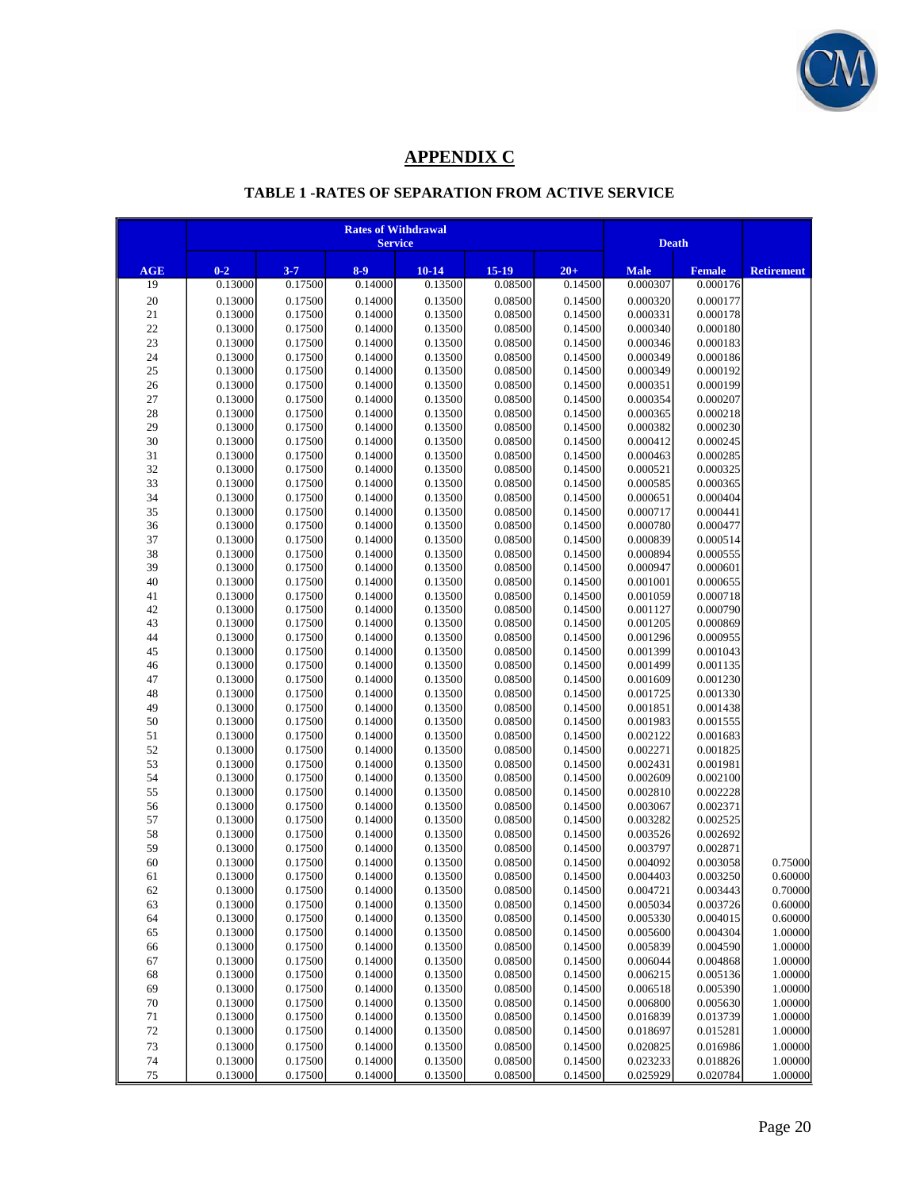## APPENDIX C

### TABLE 1 -RATES OF SEPARATION FROM ACTIVE SERVICE

| | Rates of Withdrawal Service | | | | | | Death | | |
|---|---|---|---|---|---|---|---|---|---|
| AGE | 0-2 | 3-7 | 8-9 | 10-14 | 15-19 | 20+ | Male | Female | Retirement |
| 19 | 0.13000 | 0.17500 | 0.14000 | 0.13500 | 0.08500 | 0.14500 | 0.000307 | 0.000176 | |
| 20 | 0.13000 | 0.17500 | 0.14000 | 0.13500 | 0.08500 | 0.14500 | 0.000320 | 0.000177 | |
| 21 | 0.13000 | 0.17500 | 0.14000 | 0.13500 | 0.08500 | 0.14500 | 0.000331 | 0.000178 | |
| 22 | 0.13000 | 0.17500 | 0.14000 | 0.13500 | 0.08500 | 0.14500 | 0.000340 | 0.000180 | |
| 23 | 0.13000 | 0.17500 | 0.14000 | 0.13500 | 0.08500 | 0.14500 | 0.000346 | 0.000183 | |
| 24 | 0.13000 | 0.17500 | 0.14000 | 0.13500 | 0.08500 | 0.14500 | 0.000349 | 0.000186 | |
| 25 | 0.13000 | 0.17500 | 0.14000 | 0.13500 | 0.08500 | 0.14500 | 0.000349 | 0.000192 | |
| 26 | 0.13000 | 0.17500 | 0.14000 | 0.13500 | 0.08500 | 0.14500 | 0.000351 | 0.000199 | |
| 27 | 0.13000 | 0.17500 | 0.14000 | 0.13500 | 0.08500 | 0.14500 | 0.000354 | 0.000207 | |
| 28 | 0.13000 | 0.17500 | 0.14000 | 0.13500 | 0.08500 | 0.14500 | 0.000365 | 0.000218 | |
| 29 | 0.13000 | 0.17500 | 0.14000 | 0.13500 | 0.08500 | 0.14500 | 0.000382 | 0.000230 | |
| 30 | 0.13000 | 0.17500 | 0.14000 | 0.13500 | 0.08500 | 0.14500 | 0.000412 | 0.000245 | |
| 31 | 0.13000 | 0.17500 | 0.14000 | 0.13500 | 0.08500 | 0.14500 | 0.000463 | 0.000285 | |
| 32 | 0.13000 | 0.17500 | 0.14000 | 0.13500 | 0.08500 | 0.14500 | 0.000521 | 0.000325 | |
| 33 | 0.13000 | 0.17500 | 0.14000 | 0.13500 | 0.08500 | 0.14500 | 0.000585 | 0.000365 | |
| 34 | 0.13000 | 0.17500 | 0.14000 | 0.13500 | 0.08500 | 0.14500 | 0.000651 | 0.000404 | |
| 35 | 0.13000 | 0.17500 | 0.14000 | 0.13500 | 0.08500 | 0.14500 | 0.000717 | 0.000441 | |
| 36 | 0.13000 | 0.17500 | 0.14000 | 0.13500 | 0.08500 | 0.14500 | 0.000780 | 0.000477 | |
| 37 | 0.13000 | 0.17500 | 0.14000 | 0.13500 | 0.08500 | 0.14500 | 0.000839 | 0.000514 | |
| 38 | 0.13000 | 0.17500 | 0.14000 | 0.13500 | 0.08500 | 0.14500 | 0.000894 | 0.000555 | |
| 39 | 0.13000 | 0.17500 | 0.14000 | 0.13500 | 0.08500 | 0.14500 | 0.000947 | 0.000601 | |
| 40 | 0.13000 | 0.17500 | 0.14000 | 0.13500 | 0.08500 | 0.14500 | 0.001001 | 0.000655 | |
| 41 | 0.13000 | 0.17500 | 0.14000 | 0.13500 | 0.08500 | 0.14500 | 0.001059 | 0.000718 | |
| 42 | 0.13000 | 0.17500 | 0.14000 | 0.13500 | 0.08500 | 0.14500 | 0.001127 | 0.000790 | |
| 43 | 0.13000 | 0.17500 | 0.14000 | 0.13500 | 0.08500 | 0.14500 | 0.001205 | 0.000869 | |
| 44 | 0.13000 | 0.17500 | 0.14000 | 0.13500 | 0.08500 | 0.14500 | 0.001296 | 0.000955 | |
| 45 | 0.13000 | 0.17500 | 0.14000 | 0.13500 | 0.08500 | 0.14500 | 0.001399 | 0.001043 | |
| 46 | 0.13000 | 0.17500 | 0.14000 | 0.13500 | 0.08500 | 0.14500 | 0.001499 | 0.001135 | |
| 47 | 0.13000 | 0.17500 | 0.14000 | 0.13500 | 0.08500 | 0.14500 | 0.001609 | 0.001230 | |
| 48 | 0.13000 | 0.17500 | 0.14000 | 0.13500 | 0.08500 | 0.14500 | 0.001725 | 0.001330 | |
| 49 | 0.13000 | 0.17500 | 0.14000 | 0.13500 | 0.08500 | 0.14500 | 0.001851 | 0.001438 | |
| 50 | 0.13000 | 0.17500 | 0.14000 | 0.13500 | 0.08500 | 0.14500 | 0.001983 | 0.001555 | |
| 51 | 0.13000 | 0.17500 | 0.14000 | 0.13500 | 0.08500 | 0.14500 | 0.002122 | 0.001683 | |
| 52 | 0.13000 | 0.17500 | 0.14000 | 0.13500 | 0.08500 | 0.14500 | 0.002271 | 0.001825 | |
| 53 | 0.13000 | 0.17500 | 0.14000 | 0.13500 | 0.08500 | 0.14500 | 0.002431 | 0.001981 | |
| 54 | 0.13000 | 0.17500 | 0.14000 | 0.13500 | 0.08500 | 0.14500 | 0.002609 | 0.002100 | |
| 55 | 0.13000 | 0.17500 | 0.14000 | 0.13500 | 0.08500 | 0.14500 | 0.002810 | 0.002228 | |
| 56 | 0.13000 | 0.17500 | 0.14000 | 0.13500 | 0.08500 | 0.14500 | 0.003067 | 0.002371 | |
| 57 | 0.13000 | 0.17500 | 0.14000 | 0.13500 | 0.08500 | 0.14500 | 0.003282 | 0.002525 | |
| 58 | 0.13000 | 0.17500 | 0.14000 | 0.13500 | 0.08500 | 0.14500 | 0.003526 | 0.002692 | |
| 59 | 0.13000 | 0.17500 | 0.14000 | 0.13500 | 0.08500 | 0.14500 | 0.003797 | 0.002871 | |
| 60 | 0.13000 | 0.17500 | 0.14000 | 0.13500 | 0.08500 | 0.14500 | 0.004092 | 0.003058 | 0.75000 |
| 61 | 0.13000 | 0.17500 | 0.14000 | 0.13500 | 0.08500 | 0.14500 | 0.004403 | 0.003250 | 0.60000 |
| 62 | 0.13000 | 0.17500 | 0.14000 | 0.13500 | 0.08500 | 0.14500 | 0.004721 | 0.003443 | 0.70000 |
| 63 | 0.13000 | 0.17500 | 0.14000 | 0.13500 | 0.08500 | 0.14500 | 0.005034 | 0.003726 | 0.60000 |
| 64 | 0.13000 | 0.17500 | 0.14000 | 0.13500 | 0.08500 | 0.14500 | 0.005330 | 0.004015 | 0.60000 |
| 65 | 0.13000 | 0.17500 | 0.14000 | 0.13500 | 0.08500 | 0.14500 | 0.005600 | 0.004304 | 1.00000 |
| 66 | 0.13000 | 0.17500 | 0.14000 | 0.13500 | 0.08500 | 0.14500 | 0.005839 | 0.004590 | 1.00000 |
| 67 | 0.13000 | 0.17500 | 0.14000 | 0.13500 | 0.08500 | 0.14500 | 0.006044 | 0.004868 | 1.00000 |
| 68 | 0.13000 | 0.17500 | 0.14000 | 0.13500 | 0.08500 | 0.14500 | 0.006215 | 0.005136 | 1.00000 |
| 69 | 0.13000 | 0.17500 | 0.14000 | 0.13500 | 0.08500 | 0.14500 | 0.006518 | 0.005390 | 1.00000 |
| 70 | 0.13000 | 0.17500 | 0.14000 | 0.13500 | 0.08500 | 0.14500 | 0.006800 | 0.005630 | 1.00000 |
| 71 | 0.13000 | 0.17500 | 0.14000 | 0.13500 | 0.08500 | 0.14500 | 0.016839 | 0.013739 | 1.00000 |
| 72 | 0.13000 | 0.17500 | 0.14000 | 0.13500 | 0.08500 | 0.14500 | 0.018697 | 0.015281 | 1.00000 |
| 73 | 0.13000 | 0.17500 | 0.14000 | 0.13500 | 0.08500 | 0.14500 | 0.020825 | 0.016986 | 1.00000 |
| 74 | 0.13000 | 0.17500 | 0.14000 | 0.13500 | 0.08500 | 0.14500 | 0.023233 | 0.018826 | 1.00000 |
| 75 | 0.13000 | 0.17500 | 0.14000 | 0.13500 | 0.08500 | 0.14500 | 0.025929 | 0.020784 | 1.00000 |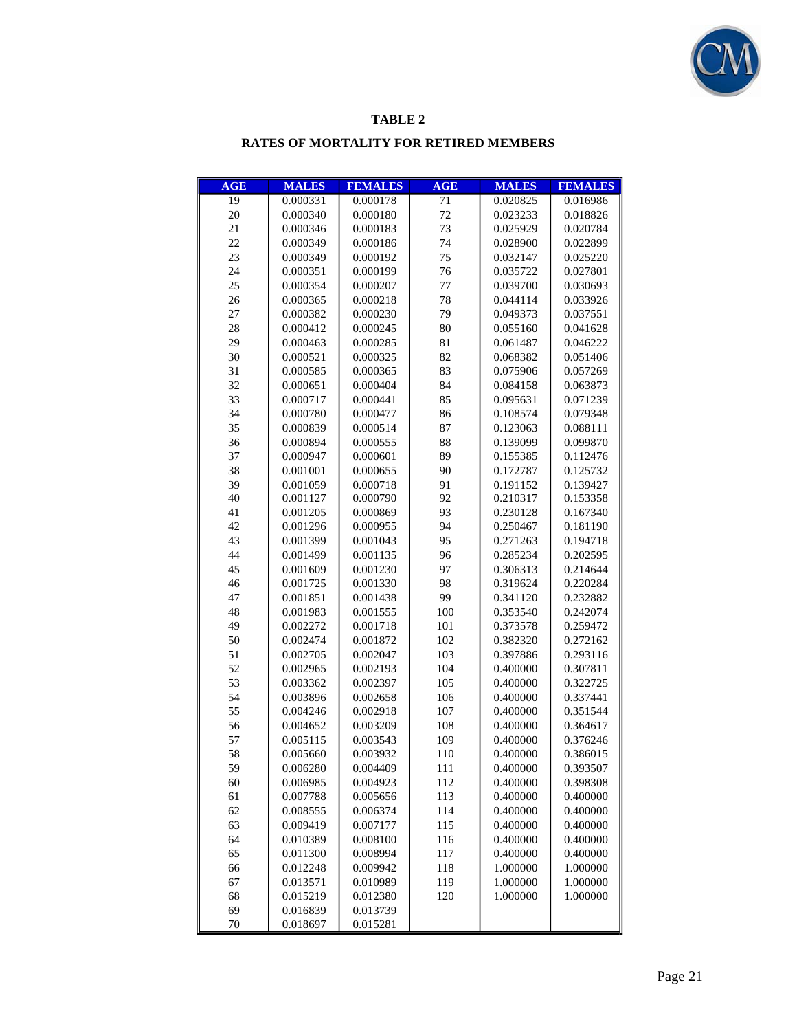**TABLE 2**

**RATES OF MORTALITY FOR RETIRED MEMBERS**

| AGE | MALES | FEMALES | AGE | MALES | FEMALES |
|---|---|---|---|---|---|
| 19 | 0.000331 | 0.000178 | 71 | 0.020825 | 0.016986 |
| 20 | 0.000340 | 0.000180 | 72 | 0.023233 | 0.018826 |
| 21 | 0.000346 | 0.000183 | 73 | 0.025929 | 0.020784 |
| 22 | 0.000349 | 0.000186 | 74 | 0.028900 | 0.022899 |
| 23 | 0.000349 | 0.000192 | 75 | 0.032147 | 0.025220 |
| 24 | 0.000351 | 0.000199 | 76 | 0.035722 | 0.027801 |
| 25 | 0.000354 | 0.000207 | 77 | 0.039700 | 0.030693 |
| 26 | 0.000365 | 0.000218 | 78 | 0.044114 | 0.033926 |
| 27 | 0.000382 | 0.000230 | 79 | 0.049373 | 0.037551 |
| 28 | 0.000412 | 0.000245 | 80 | 0.055160 | 0.041628 |
| 29 | 0.000463 | 0.000285 | 81 | 0.061487 | 0.046222 |
| 30 | 0.000521 | 0.000325 | 82 | 0.068382 | 0.051406 |
| 31 | 0.000585 | 0.000365 | 83 | 0.075906 | 0.057269 |
| 32 | 0.000651 | 0.000404 | 84 | 0.084158 | 0.063873 |
| 33 | 0.000717 | 0.000441 | 85 | 0.095631 | 0.071239 |
| 34 | 0.000780 | 0.000477 | 86 | 0.108574 | 0.079348 |
| 35 | 0.000839 | 0.000514 | 87 | 0.123063 | 0.088111 |
| 36 | 0.000894 | 0.000555 | 88 | 0.139099 | 0.099870 |
| 37 | 0.000947 | 0.000601 | 89 | 0.155385 | 0.112476 |
| 38 | 0.001001 | 0.000655 | 90 | 0.172787 | 0.125732 |
| 39 | 0.001059 | 0.000718 | 91 | 0.191152 | 0.139427 |
| 40 | 0.001127 | 0.000790 | 92 | 0.210317 | 0.153358 |
| 41 | 0.001205 | 0.000869 | 93 | 0.230128 | 0.167340 |
| 42 | 0.001296 | 0.000955 | 94 | 0.250467 | 0.181190 |
| 43 | 0.001399 | 0.001043 | 95 | 0.271263 | 0.194718 |
| 44 | 0.001499 | 0.001135 | 96 | 0.285234 | 0.202595 |
| 45 | 0.001609 | 0.001230 | 97 | 0.306313 | 0.214644 |
| 46 | 0.001725 | 0.001330 | 98 | 0.319624 | 0.220284 |
| 47 | 0.001851 | 0.001438 | 99 | 0.341120 | 0.232882 |
| 48 | 0.001983 | 0.001555 | 100 | 0.353540 | 0.242074 |
| 49 | 0.002272 | 0.001718 | 101 | 0.373578 | 0.259472 |
| 50 | 0.002474 | 0.001872 | 102 | 0.382320 | 0.272162 |
| 51 | 0.002705 | 0.002047 | 103 | 0.397886 | 0.293116 |
| 52 | 0.002965 | 0.002193 | 104 | 0.400000 | 0.307811 |
| 53 | 0.003362 | 0.002397 | 105 | 0.400000 | 0.322725 |
| 54 | 0.003896 | 0.002658 | 106 | 0.400000 | 0.337441 |
| 55 | 0.004246 | 0.002918 | 107 | 0.400000 | 0.351544 |
| 56 | 0.004652 | 0.003209 | 108 | 0.400000 | 0.364617 |
| 57 | 0.005115 | 0.003543 | 109 | 0.400000 | 0.376246 |
| 58 | 0.005660 | 0.003932 | 110 | 0.400000 | 0.386015 |
| 59 | 0.006280 | 0.004409 | 111 | 0.400000 | 0.393507 |
| 60 | 0.006985 | 0.004923 | 112 | 0.400000 | 0.398308 |
| 61 | 0.007788 | 0.005656 | 113 | 0.400000 | 0.400000 |
| 62 | 0.008555 | 0.006374 | 114 | 0.400000 | 0.400000 |
| 63 | 0.009419 | 0.007177 | 115 | 0.400000 | 0.400000 |
| 64 | 0.010389 | 0.008100 | 116 | 0.400000 | 0.400000 |
| 65 | 0.011300 | 0.008994 | 117 | 0.400000 | 0.400000 |
| 66 | 0.012248 | 0.009942 | 118 | 1.000000 | 1.000000 |
| 67 | 0.013571 | 0.010989 | 119 | 1.000000 | 1.000000 |
| 68 | 0.015219 | 0.012380 | 120 | 1.000000 | 1.000000 |
| 69 | 0.016839 | 0.013739 | | | |
| 70 | 0.018697 | 0.015281 | | | |